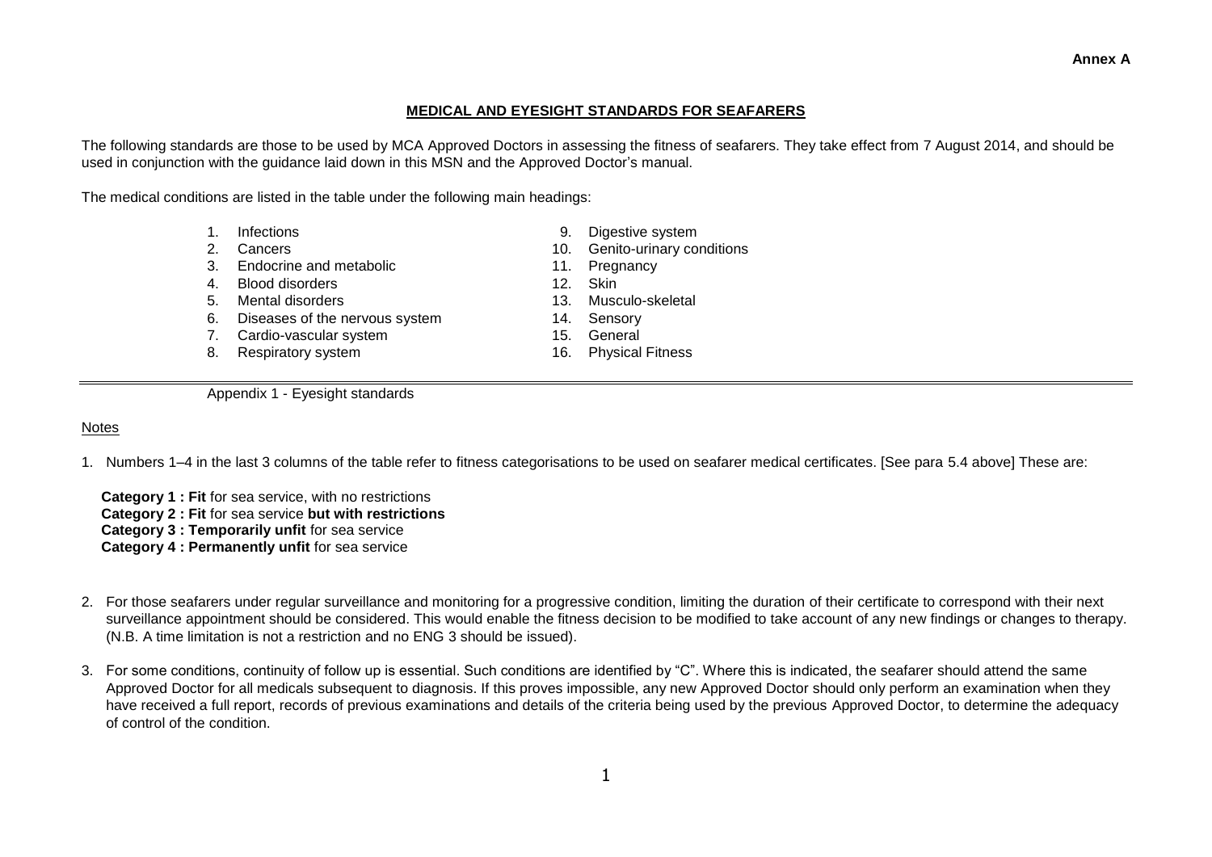**Annex A**

## MEDICAL AND EYESIGHT STANDARDS FOR SEAFARERS

The following standards are those to be used by MCA Approved Doctors in assessing the fitness of seafarers. They take effect from 7 August 2014, and should be used in conjunction with the guidance laid down in this MSN and the Approved Doctor's manual.

The medical conditions are listed in the table under the following main headings:

1. Infections
2. Cancers
3. Endocrine and metabolic
4. Blood disorders
5. Mental disorders
6. Diseases of the nervous system
7. Cardio-vascular system
8. Respiratory system
9. Digestive system
10. Genito-urinary conditions
11. Pregnancy
12. Skin
13. Musculo-skeletal
14. Sensory
15. General
16. Physical Fitness

---

Appendix 1 - Eyesight standards

### Notes

1. Numbers 1–4 in the last 3 columns of the table refer to fitness categorisations to be used on seafarer medical certificates. [See para 5.4 above] These are:

   **Category 1 : Fit** for sea service, with no restrictions
   **Category 2 : Fit** for sea service **but with restrictions**
   **Category 3 : Temporarily unfit** for sea service
   **Category 4 : Permanently unfit** for sea service

2. For those seafarers under regular surveillance and monitoring for a progressive condition, limiting the duration of their certificate to correspond with their next surveillance appointment should be considered. This would enable the fitness decision to be modified to take account of any new findings or changes to therapy. (N.B. A time limitation is not a restriction and no ENG 3 should be issued).

3. For some conditions, continuity of follow up is essential. Such conditions are identified by "C". Where this is indicated, the seafarer should attend the same Approved Doctor for all medicals subsequent to diagnosis. If this proves impossible, any new Approved Doctor should only perform an examination when they have received a full report, records of previous examinations and details of the criteria being used by the previous Approved Doctor, to determine the adequacy of control of the condition.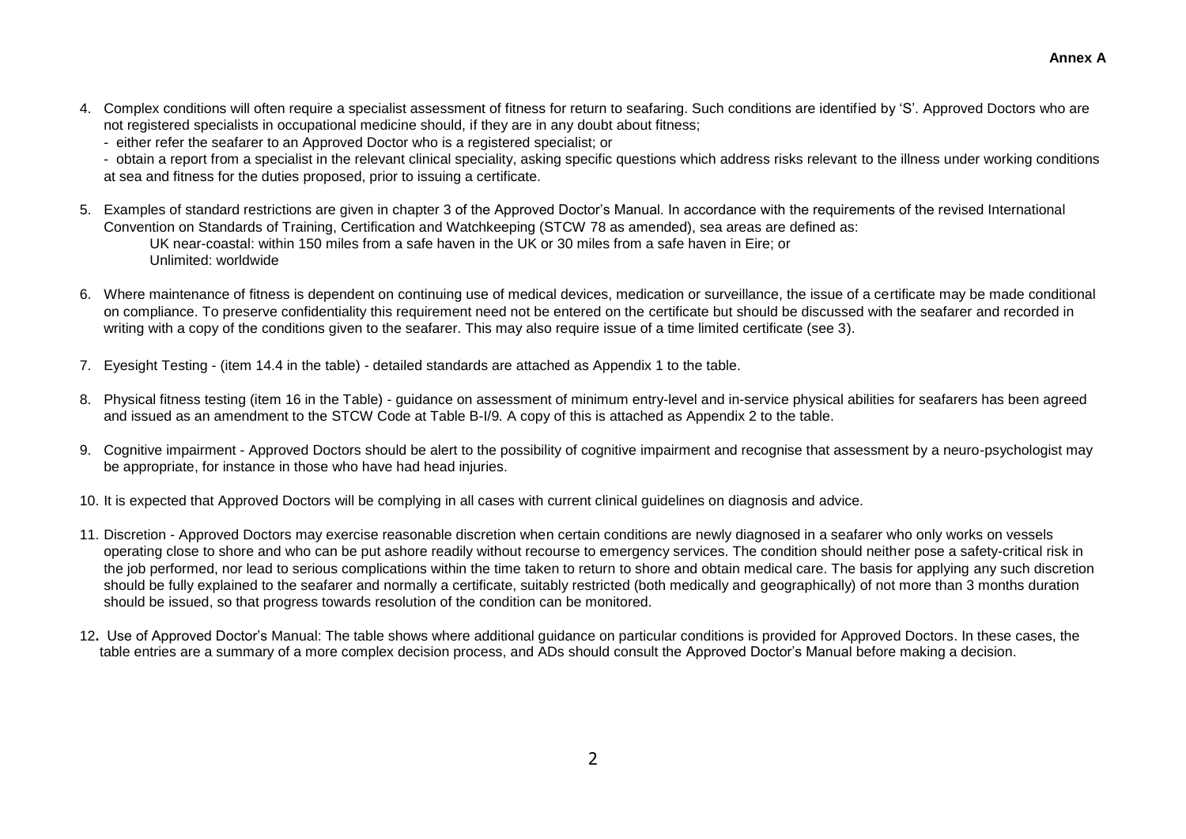**Annex A**

4. Complex conditions will often require a specialist assessment of fitness for return to seafaring. Such conditions are identified by 'S'. Approved Doctors who are not registered specialists in occupational medicine should, if they are in any doubt about fitness;
   - either refer the seafarer to an Approved Doctor who is a registered specialist; or
   - obtain a report from a specialist in the relevant clinical speciality, asking specific questions which address risks relevant to the illness under working conditions at sea and fitness for the duties proposed, prior to issuing a certificate.

5. Examples of standard restrictions are given in chapter 3 of the Approved Doctor's Manual. In accordance with the requirements of the revised International Convention on Standards of Training, Certification and Watchkeeping (STCW 78 as amended), sea areas are defined as:
   UK near-coastal: within 150 miles from a safe haven in the UK or 30 miles from a safe haven in Eire; or
   Unlimited: worldwide

6. Where maintenance of fitness is dependent on continuing use of medical devices, medication or surveillance, the issue of a certificate may be made conditional on compliance. To preserve confidentiality this requirement need not be entered on the certificate but should be discussed with the seafarer and recorded in writing with a copy of the conditions given to the seafarer. This may also require issue of a time limited certificate (see 3).

7. Eyesight Testing - (item 14.4 in the table) - detailed standards are attached as Appendix 1 to the table.

8. Physical fitness testing (item 16 in the Table) - guidance on assessment of minimum entry-level and in-service physical abilities for seafarers has been agreed and issued as an amendment to the STCW Code at Table B-I/9*.* A copy of this is attached as Appendix 2 to the table.

9. Cognitive impairment - Approved Doctors should be alert to the possibility of cognitive impairment and recognise that assessment by a neuro-psychologist may be appropriate, for instance in those who have had head injuries.

10. It is expected that Approved Doctors will be complying in all cases with current clinical guidelines on diagnosis and advice.

11. Discretion - Approved Doctors may exercise reasonable discretion when certain conditions are newly diagnosed in a seafarer who only works on vessels operating close to shore and who can be put ashore readily without recourse to emergency services. The condition should neither pose a safety-critical risk in the job performed, nor lead to serious complications within the time taken to return to shore and obtain medical care. The basis for applying any such discretion should be fully explained to the seafarer and normally a certificate, suitably restricted (both medically and geographically) of not more than 3 months duration should be issued, so that progress towards resolution of the condition can be monitored.

12. Use of Approved Doctor's Manual: The table shows where additional guidance on particular conditions is provided for Approved Doctors. In these cases, the table entries are a summary of a more complex decision process, and ADs should consult the Approved Doctor's Manual before making a decision.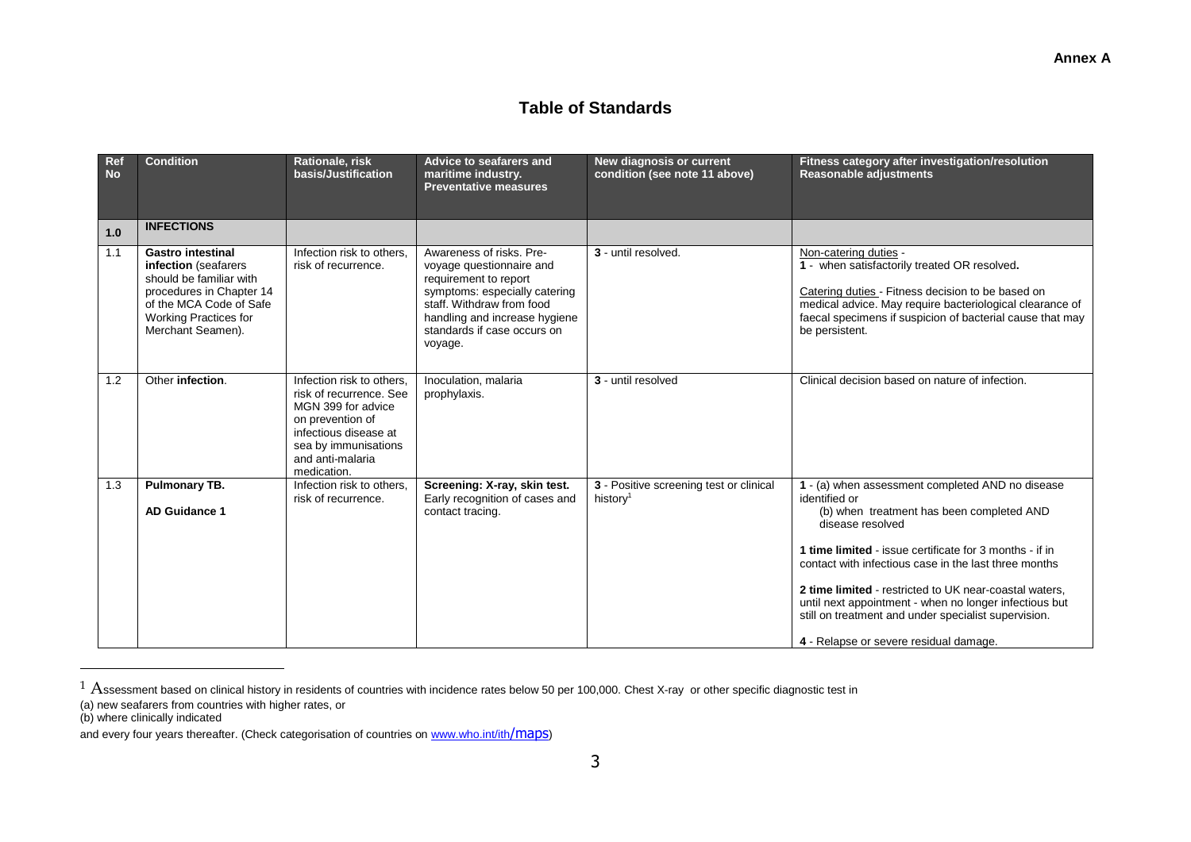**Annex A**

## Table of Standards

| Ref No | Condition | Rationale, risk basis/Justification | Advice to seafarers and maritime industry. Preventative measures | New diagnosis or current condition (see note 11 above) | Fitness category after investigation/resolution Reasonable adjustments |
|---|---|---|---|---|---|
| **1.0** | **INFECTIONS** | | | | |
| 1.1 | **Gastro intestinal infection** (seafarers should be familiar with procedures in Chapter 14 of the MCA Code of Safe Working Practices for Merchant Seamen). | Infection risk to others, risk of recurrence. | Awareness of risks. Pre-voyage questionnaire and requirement to report symptoms: especially catering staff. Withdraw from food handling and increase hygiene standards if case occurs on voyage. | **3** - until resolved. | Non-catering duties - **1** - when satisfactorily treated OR resolved**.** <br><br> Catering duties - Fitness decision to be based on medical advice. May require bacteriological clearance of faecal specimens if suspicion of bacterial cause that may be persistent. |
| 1.2 | Other **infection**. | Infection risk to others, risk of recurrence. See MGN 399 for advice on prevention of infectious disease at sea by immunisations and anti-malaria medication. | Inoculation, malaria prophylaxis. | **3** - until resolved | Clinical decision based on nature of infection. |
| 1.3 | **Pulmonary TB.** <br><br> **AD Guidance 1** | Infection risk to others, risk of recurrence. | **Screening: X-ray, skin test.** Early recognition of cases and contact tracing. | **3** - Positive screening test or clinical history[1] | **1** - (a) when assessment completed AND no disease identified or <br> (b) when treatment has been completed AND disease resolved <br><br> **1 time limited** - issue certificate for 3 months - if in contact with infectious case in the last three months <br><br> **2 time limited** - restricted to UK near-coastal waters, until next appointment - when no longer infectious but still on treatment and under specialist supervision. <br><br> **4** - Relapse or severe residual damage. |

[1] Assessment based on clinical history in residents of countries with incidence rates below 50 per 100,000. Chest X-ray or other specific diagnostic test in
(a) new seafarers from countries with higher rates, or
(b) where clinically indicated
and every four years thereafter. (Check categorisation of countries on www.who.int/ith/maps)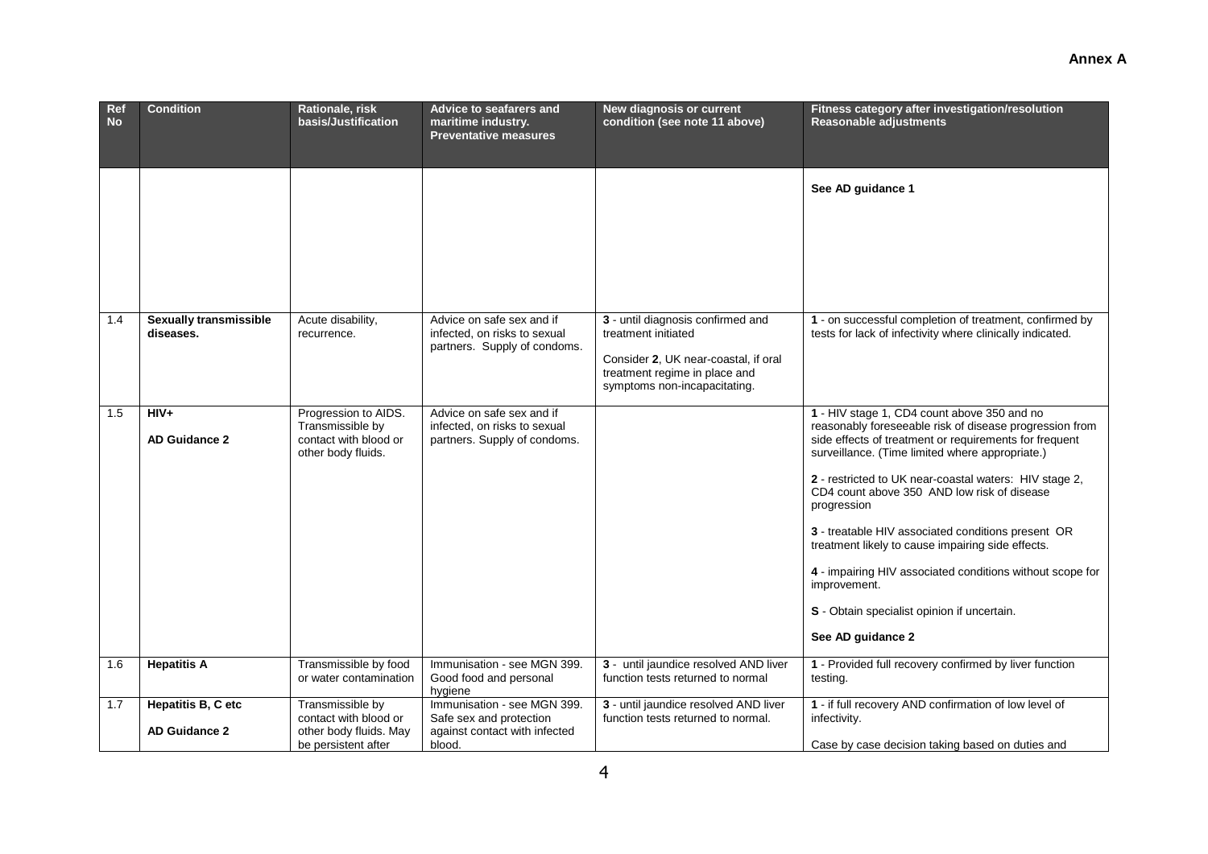**Annex A**

| Ref No | Condition | Rationale, risk basis/Justification | Advice to seafarers and maritime industry. Preventative measures | New diagnosis or current condition (see note 11 above) | Fitness category after investigation/resolution Reasonable adjustments |
|---|---|---|---|---|---|
| | | | | | **See AD guidance 1** |
| 1.4 | **Sexually transmissible diseases.** | Acute disability, recurrence. | Advice on safe sex and if infected, on risks to sexual partners. Supply of condoms. | **3** - until diagnosis confirmed and treatment initiated<br><br>Consider **2**, UK near-coastal, if oral treatment regime in place and symptoms non-incapacitating. | **1** - on successful completion of treatment, confirmed by tests for lack of infectivity where clinically indicated. |
| 1.5 | **HIV+**<br><br>**AD Guidance 2** | Progression to AIDS. Transmissible by contact with blood or other body fluids. | Advice on safe sex and if infected, on risks to sexual partners. Supply of condoms. | | **1** - HIV stage 1, CD4 count above 350 and no reasonably foreseeable risk of disease progression from side effects of treatment or requirements for frequent surveillance. (Time limited where appropriate.)<br><br>**2** - restricted to UK near-coastal waters: HIV stage 2, CD4 count above 350 AND low risk of disease progression<br><br>**3** - treatable HIV associated conditions present OR treatment likely to cause impairing side effects.<br><br>**4** - impairing HIV associated conditions without scope for improvement.<br><br>**S** - Obtain specialist opinion if uncertain.<br><br>**See AD guidance 2** |
| 1.6 | **Hepatitis A** | Transmissible by food or water contamination | Immunisation - see MGN 399. Good food and personal hygiene | **3** - until jaundice resolved AND liver function tests returned to normal | **1** - Provided full recovery confirmed by liver function testing. |
| 1.7 | **Hepatitis B, C etc**<br><br>**AD Guidance 2** | Transmissible by contact with blood or other body fluids. May be persistent after | Immunisation - see MGN 399. Safe sex and protection against contact with infected blood. | **3** - until jaundice resolved AND liver function tests returned to normal. | **1** - if full recovery AND confirmation of low level of infectivity.<br><br>Case by case decision taking based on duties and |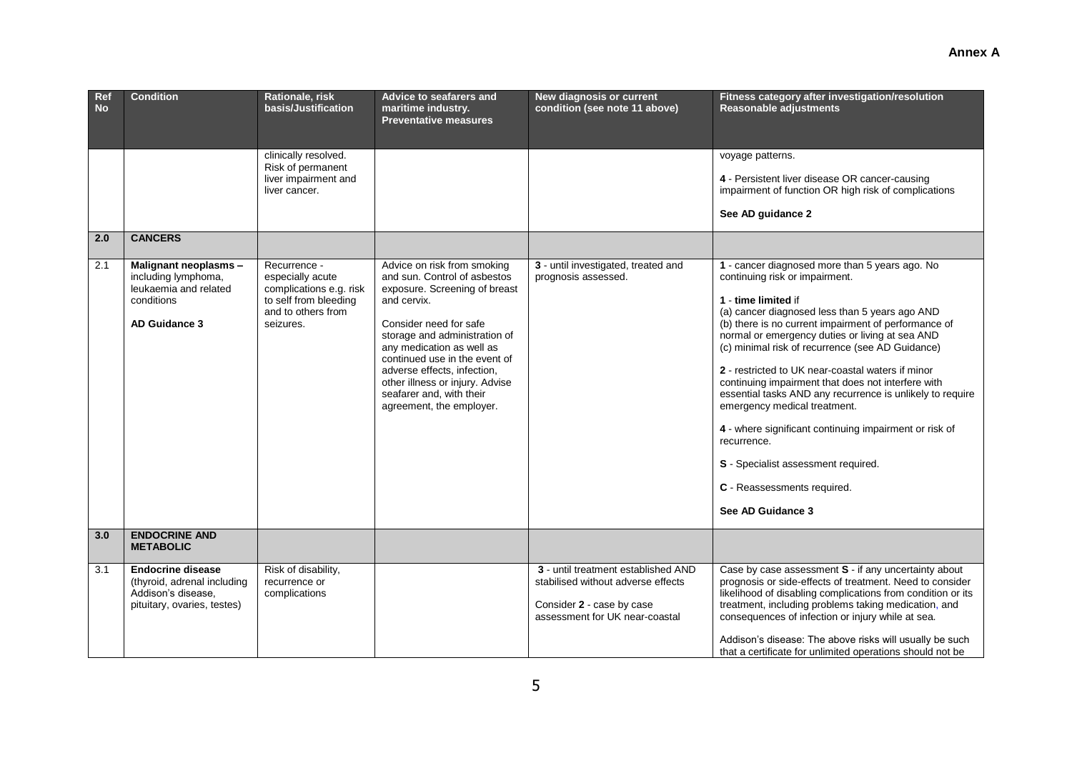**Annex A**

| Ref No | Condition | Rationale, risk basis/Justification | Advice to seafarers and maritime industry. Preventative measures | New diagnosis or current condition (see note 11 above) | Fitness category after investigation/resolution Reasonable adjustments |
|---|---|---|---|---|---|
| | | clinically resolved. Risk of permanent liver impairment and liver cancer. | | | voyage patterns.<br><br>**4** - Persistent liver disease OR cancer-causing impairment of function OR high risk of complications<br><br>**See AD guidance 2** |
| **2.0** | **CANCERS** | | | | |
| 2.1 | **Malignant neoplasms –** including lymphoma, leukaemia and related conditions<br><br>**AD Guidance 3** | Recurrence - especially acute complications e.g. risk to self from bleeding and to others from seizures. | Advice on risk from smoking and sun. Control of asbestos exposure. Screening of breast and cervix.<br><br>Consider need for safe storage and administration of any medication as well as continued use in the event of adverse effects, infection, other illness or injury. Advise seafarer and, with their agreement, the employer. | **3** - until investigated, treated and prognosis assessed. | **1** - cancer diagnosed more than 5 years ago. No continuing risk or impairment.<br><br>**1** - **time limited** if<br>(a) cancer diagnosed less than 5 years ago AND<br>(b) there is no current impairment of performance of normal or emergency duties or living at sea AND<br>(c) minimal risk of recurrence (see AD Guidance)<br><br>**2** - restricted to UK near-coastal waters if minor continuing impairment that does not interfere with essential tasks AND any recurrence is unlikely to require emergency medical treatment.<br><br>**4** - where significant continuing impairment or risk of recurrence.<br><br>**S** - Specialist assessment required.<br><br>**C** - Reassessments required.<br><br>**See AD Guidance 3** |
| **3.0** | **ENDOCRINE AND METABOLIC** | | | | |
| 3.1 | **Endocrine disease** (thyroid, adrenal including Addison's disease, pituitary, ovaries, testes) | Risk of disability, recurrence or complications | | **3** - until treatment established AND stabilised without adverse effects<br><br>Consider **2** - case by case assessment for UK near-coastal | Case by case assessment **S** - if any uncertainty about prognosis or side-effects of treatment. Need to consider likelihood of disabling complications from condition or its treatment, including problems taking medication, and consequences of infection or injury while at sea.<br><br>Addison's disease: The above risks will usually be such that a certificate for unlimited operations should not be |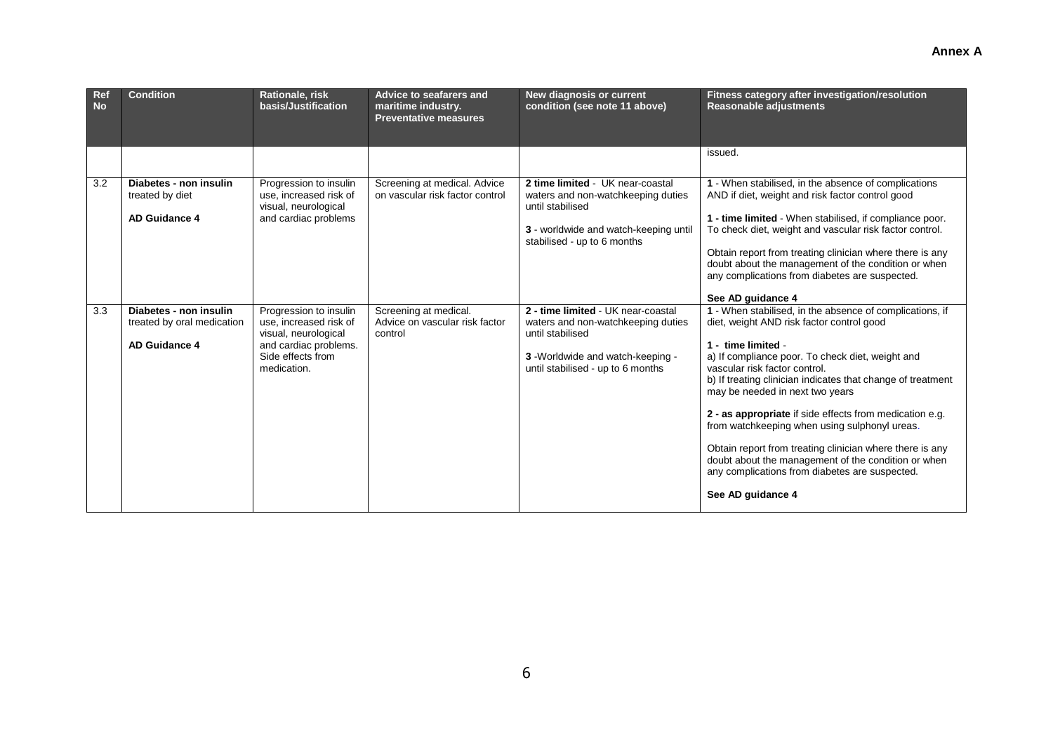**Annex A**

| Ref No | Condition | Rationale, risk basis/Justification | Advice to seafarers and maritime industry. Preventative measures | New diagnosis or current condition (see note 11 above) | Fitness category after investigation/resolution Reasonable adjustments |
|---|---|---|---|---|---|
| | | | | | issued. |
| 3.2 | **Diabetes - non insulin** treated by diet<br><br>**AD Guidance 4** | Progression to insulin use, increased risk of visual, neurological and cardiac problems | Screening at medical. Advice on vascular risk factor control | **2 time limited** - UK near-coastal waters and non-watchkeeping duties until stabilised<br><br>**3** - worldwide and watch-keeping until stabilised - up to 6 months | **1** - When stabilised, in the absence of complications AND if diet, weight and risk factor control good<br><br>**1 - time limited** - When stabilised, if compliance poor. To check diet, weight and vascular risk factor control.<br><br>Obtain report from treating clinician where there is any doubt about the management of the condition or when any complications from diabetes are suspected.<br><br>**See AD guidance 4** |
| 3.3 | **Diabetes - non insulin** treated by oral medication<br><br>**AD Guidance 4** | Progression to insulin use, increased risk of visual, neurological and cardiac problems. Side effects from medication. | Screening at medical. Advice on vascular risk factor control | **2 - time limited** - UK near-coastal waters and non-watchkeeping duties until stabilised<br><br>**3** -Worldwide and watch-keeping - until stabilised - up to 6 months | **1** - When stabilised, in the absence of complications, if diet, weight AND risk factor control good<br><br>**1 - time limited** -<br>a) If compliance poor. To check diet, weight and vascular risk factor control.<br>b) If treating clinician indicates that change of treatment may be needed in next two years<br><br>**2 - as appropriate** if side effects from medication e.g. from watchkeeping when using sulphonyl ureas.<br><br>Obtain report from treating clinician where there is any doubt about the management of the condition or when any complications from diabetes are suspected.<br><br>**See AD guidance 4** |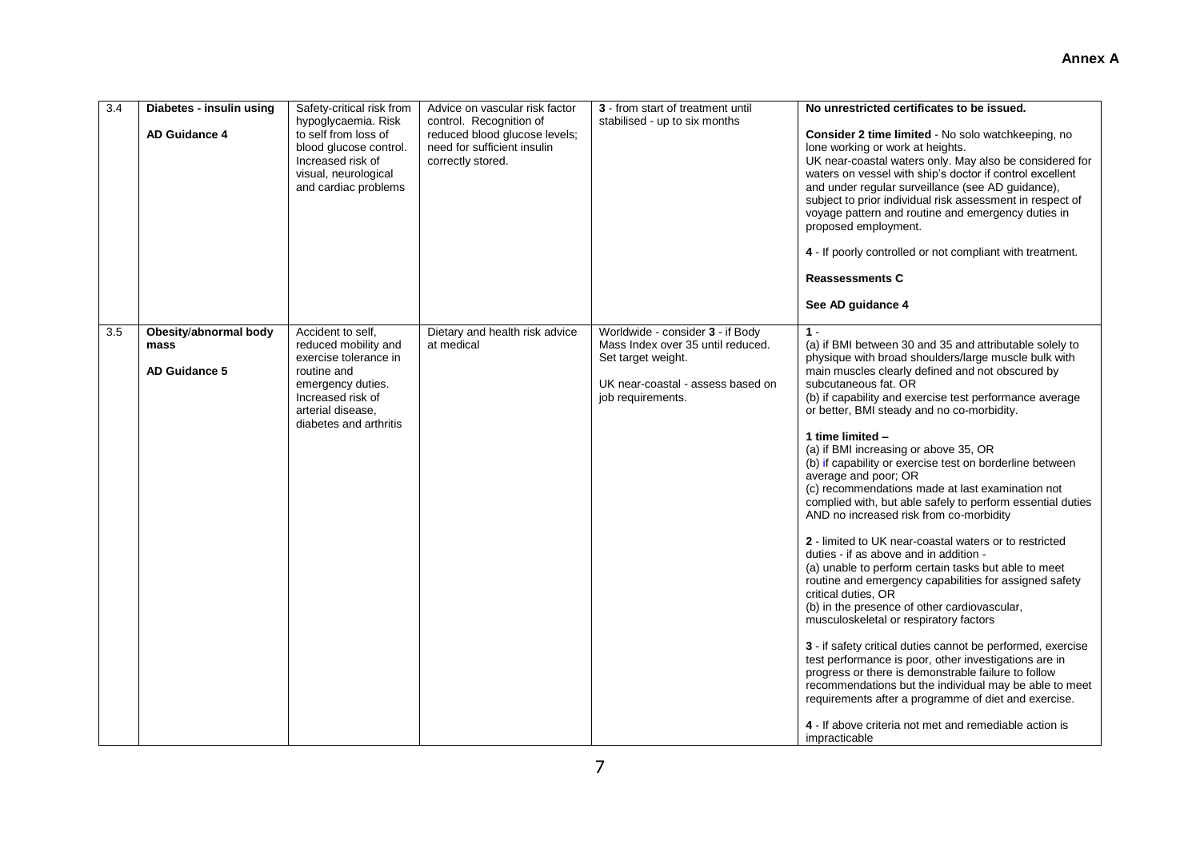| 3.4 | **Diabetes - insulin using**<br><br>**AD Guidance 4** | Safety-critical risk from hypoglycaemia. Risk to self from loss of blood glucose control. Increased risk of visual, neurological and cardiac problems | Advice on vascular risk factor control. Recognition of reduced blood glucose levels; need for sufficient insulin correctly stored. | **3** - from start of treatment until stabilised - up to six months | **No unrestricted certificates to be issued.**<br><br>**Consider 2 time limited** - No solo watchkeeping, no lone working or work at heights.<br>UK near-coastal waters only. May also be considered for waters on vessel with ship's doctor if control excellent and under regular surveillance (see AD guidance), subject to prior individual risk assessment in respect of voyage pattern and routine and emergency duties in proposed employment.<br><br>**4** - If poorly controlled or not compliant with treatment.<br><br>**Reassessments C**<br><br>**See AD guidance 4** |
|---|---|---|---|---|---|
| 3.5 | **Obesity/abnormal body mass**<br><br>**AD Guidance 5** | Accident to self, reduced mobility and exercise tolerance in routine and emergency duties. Increased risk of arterial disease, diabetes and arthritis | Dietary and health risk advice at medical | Worldwide - consider **3** - if Body Mass Index over 35 until reduced. Set target weight.<br><br>UK near-coastal - assess based on job requirements. | **1** -<br>(a) if BMI between 30 and 35 and attributable solely to physique with broad shoulders/large muscle bulk with main muscles clearly defined and not obscured by subcutaneous fat. OR<br>(b) if capability and exercise test performance average or better, BMI steady and no co-morbidity.<br><br>**1 time limited –**<br>(a) if BMI increasing or above 35, OR<br>(b) if capability or exercise test on borderline between average and poor; OR<br>(c) recommendations made at last examination not complied with, but able safely to perform essential duties AND no increased risk from co-morbidity<br><br>**2** - limited to UK near-coastal waters or to restricted duties - if as above and in addition -<br>(a) unable to perform certain tasks but able to meet routine and emergency capabilities for assigned safety critical duties, OR<br>(b) in the presence of other cardiovascular, musculoskeletal or respiratory factors<br><br>**3** - if safety critical duties cannot be performed, exercise test performance is poor, other investigations are in progress or there is demonstrable failure to follow recommendations but the individual may be able to meet requirements after a programme of diet and exercise.<br><br>**4** - If above criteria not met and remediable action is impracticable |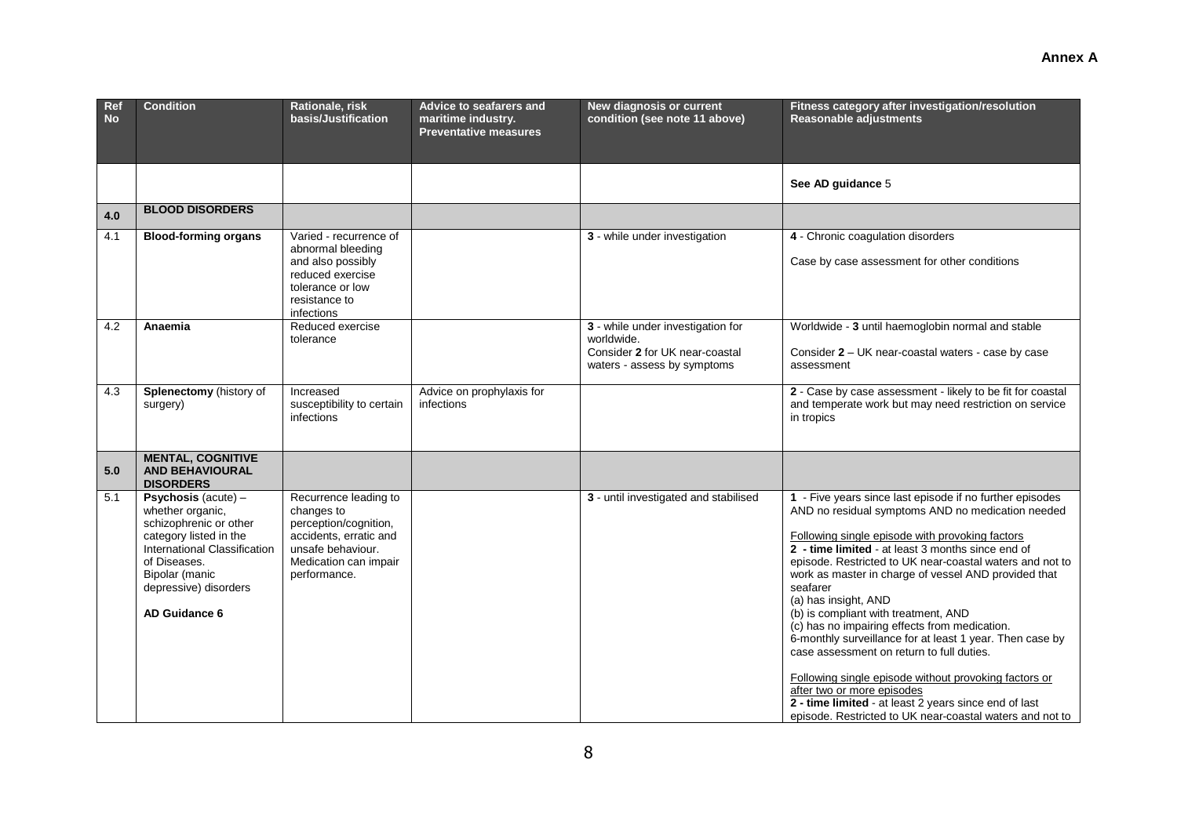**Annex A**

| Ref No | Condition | Rationale, risk basis/Justification | Advice to seafarers and maritime industry. Preventative measures | New diagnosis or current condition (see note 11 above) | Fitness category after investigation/resolution Reasonable adjustments |
|---|---|---|---|---|---|
| | | | | | **See AD guidance** 5 |
| **4.0** | **BLOOD DISORDERS** | | | | |
| 4.1 | **Blood-forming organs** | Varied - recurrence of abnormal bleeding and also possibly reduced exercise tolerance or low resistance to infections | | **3** - while under investigation | **4** - Chronic coagulation disorders<br><br>Case by case assessment for other conditions |
| 4.2 | **Anaemia** | Reduced exercise tolerance | | **3** - while under investigation for worldwide.<br>Consider **2** for UK near-coastal waters - assess by symptoms | Worldwide - **3** until haemoglobin normal and stable<br><br>Consider **2** – UK near-coastal waters - case by case assessment |
| 4.3 | **Splenectomy** (history of surgery) | Increased susceptibility to certain infections | Advice on prophylaxis for infections | | **2** - Case by case assessment - likely to be fit for coastal and temperate work but may need restriction on service in tropics |
| **5.0** | **MENTAL, COGNITIVE AND BEHAVIOURAL DISORDERS** | | | | |
| 5.1 | **Psychosis** (acute) – whether organic, schizophrenic or other category listed in the International Classification of Diseases. Bipolar (manic depressive) disorders<br><br>**AD Guidance 6** | Recurrence leading to changes to perception/cognition, accidents, erratic and unsafe behaviour. Medication can impair performance. | | **3** - until investigated and stabilised | **1** - Five years since last episode if no further episodes AND no residual symptoms AND no medication needed<br><br><u>Following single episode with provoking factors</u><br>**2 - time limited** - at least 3 months since end of episode. Restricted to UK near-coastal waters and not to work as master in charge of vessel AND provided that seafarer<br>(a) has insight, AND<br>(b) is compliant with treatment, AND<br>(c) has no impairing effects from medication.<br>6-monthly surveillance for at least 1 year. Then case by case assessment on return to full duties.<br><br><u>Following single episode without provoking factors or after two or more episodes</u><br>**2 - time limited** - at least 2 years since end of last episode. Restricted to UK near-coastal waters and not to |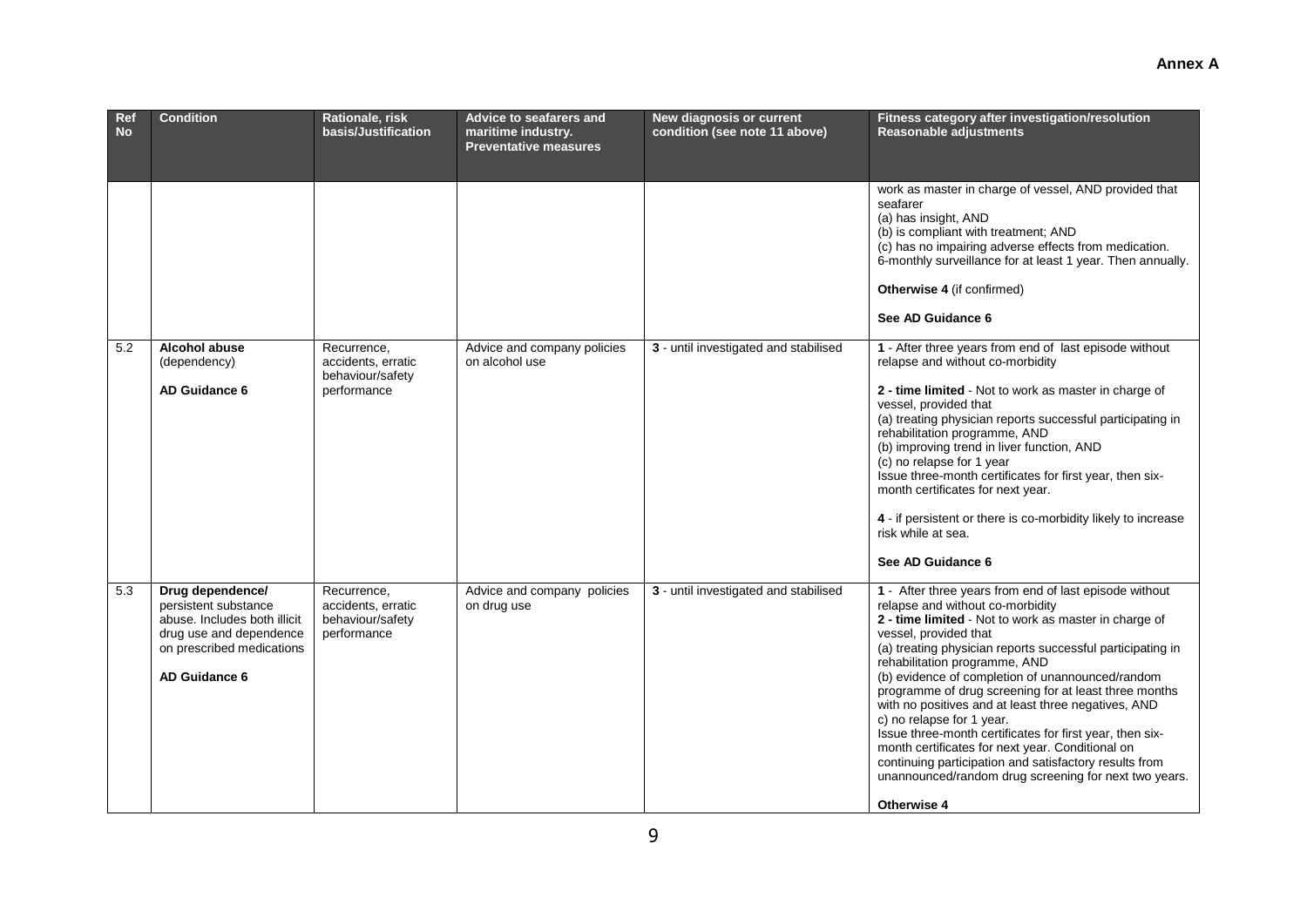**Annex A**

| Ref No | Condition | Rationale, risk basis/Justification | Advice to seafarers and maritime industry. Preventative measures | New diagnosis or current condition (see note 11 above) | Fitness category after investigation/resolution Reasonable adjustments |
|---|---|---|---|---|---|
| | | | | | work as master in charge of vessel, AND provided that seafarer<br>(a) has insight, AND<br>(b) is compliant with treatment; AND<br>(c) has no impairing adverse effects from medication.<br>6-monthly surveillance for at least 1 year. Then annually.<br><br>**Otherwise 4** (if confirmed)<br><br>**See AD Guidance 6** |
| 5.2 | **Alcohol abuse** (dependency)<br><br>**AD Guidance 6** | Recurrence, accidents, erratic behaviour/safety performance | Advice and company policies on alcohol use | **3** - until investigated and stabilised | **1** - After three years from end of last episode without relapse and without co-morbidity<br><br>**2 - time limited** - Not to work as master in charge of vessel, provided that<br>(a) treating physician reports successful participating in rehabilitation programme, AND<br>(b) improving trend in liver function, AND<br>(c) no relapse for 1 year<br>Issue three-month certificates for first year, then six-month certificates for next year.<br><br>**4** - if persistent or there is co-morbidity likely to increase risk while at sea.<br><br>**See AD Guidance 6** |
| 5.3 | **Drug dependence/** persistent substance abuse. Includes both illicit drug use and dependence on prescribed medications<br><br>**AD Guidance 6** | Recurrence, accidents, erratic behaviour/safety performance | Advice and company policies on drug use | **3** - until investigated and stabilised | **1** - After three years from end of last episode without relapse and without co-morbidity<br>**2 - time limited** - Not to work as master in charge of vessel, provided that<br>(a) treating physician reports successful participating in rehabilitation programme, AND<br>(b) evidence of completion of unannounced/random programme of drug screening for at least three months with no positives and at least three negatives, AND<br>c) no relapse for 1 year.<br>Issue three-month certificates for first year, then six-month certificates for next year. Conditional on continuing participation and satisfactory results from unannounced/random drug screening for next two years.<br><br>**Otherwise 4** |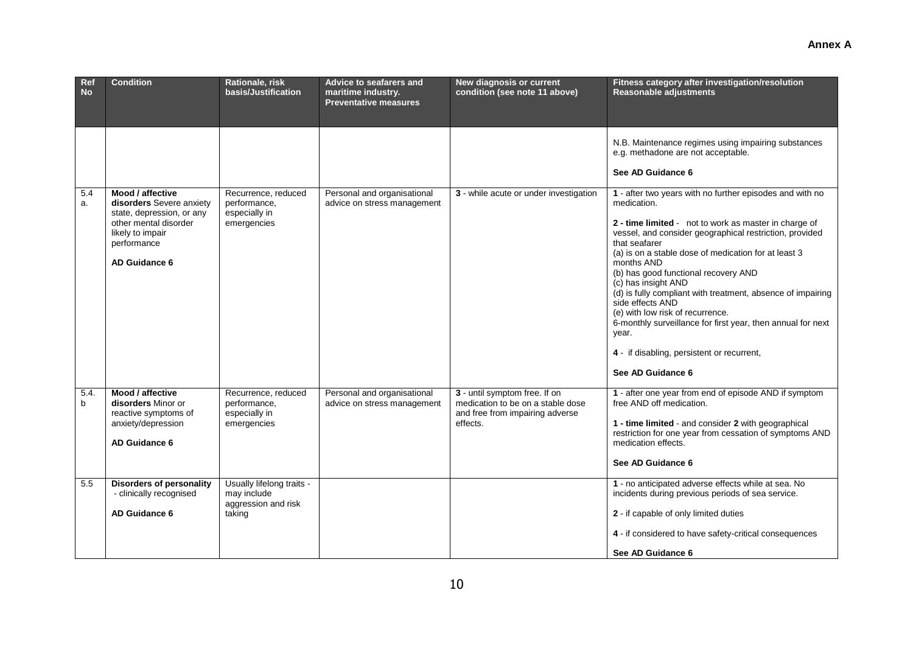**Annex A**

| Ref No | Condition | Rationale, risk basis/Justification | Advice to seafarers and maritime industry. Preventative measures | New diagnosis or current condition (see note 11 above) | Fitness category after investigation/resolution Reasonable adjustments |
|---|---|---|---|---|---|
| | | | | | N.B. Maintenance regimes using impairing substances e.g. methadone are not acceptable.<br><br>**See AD Guidance 6** |
| 5.4 a. | **Mood / affective disorders** Severe anxiety state, depression, or any other mental disorder likely to impair performance<br><br>**AD Guidance 6** | Recurrence, reduced performance, especially in emergencies | Personal and organisational advice on stress management | **3** - while acute or under investigation | **1** - after two years with no further episodes and with no medication.<br><br>**2 - time limited** - not to work as master in charge of vessel, and consider geographical restriction, provided that seafarer<br>(a) is on a stable dose of medication for at least 3 months AND<br>(b) has good functional recovery AND<br>(c) has insight AND<br>(d) is fully compliant with treatment, absence of impairing side effects AND<br>(e) with low risk of recurrence.<br>6-monthly surveillance for first year, then annual for next year.<br><br>**4** - if disabling, persistent or recurrent,<br><br>**See AD Guidance 6** |
| 5.4. b | **Mood / affective disorders** Minor or reactive symptoms of anxiety/depression<br><br>**AD Guidance 6** | Recurrence, reduced performance, especially in emergencies | Personal and organisational advice on stress management | **3** - until symptom free. If on medication to be on a stable dose and free from impairing adverse effects. | **1** - after one year from end of episode AND if symptom free AND off medication.<br><br>**1 - time limited** - and consider **2** with geographical restriction for one year from cessation of symptoms AND medication effects.<br><br>**See AD Guidance 6** |
| 5.5 | **Disorders of personality** - clinically recognised<br><br>**AD Guidance 6** | Usually lifelong traits - may include aggression and risk taking | | | **1** - no anticipated adverse effects while at sea. No incidents during previous periods of sea service.<br><br>**2** - if capable of only limited duties<br><br>**4** - if considered to have safety-critical consequences<br><br>**See AD Guidance 6** |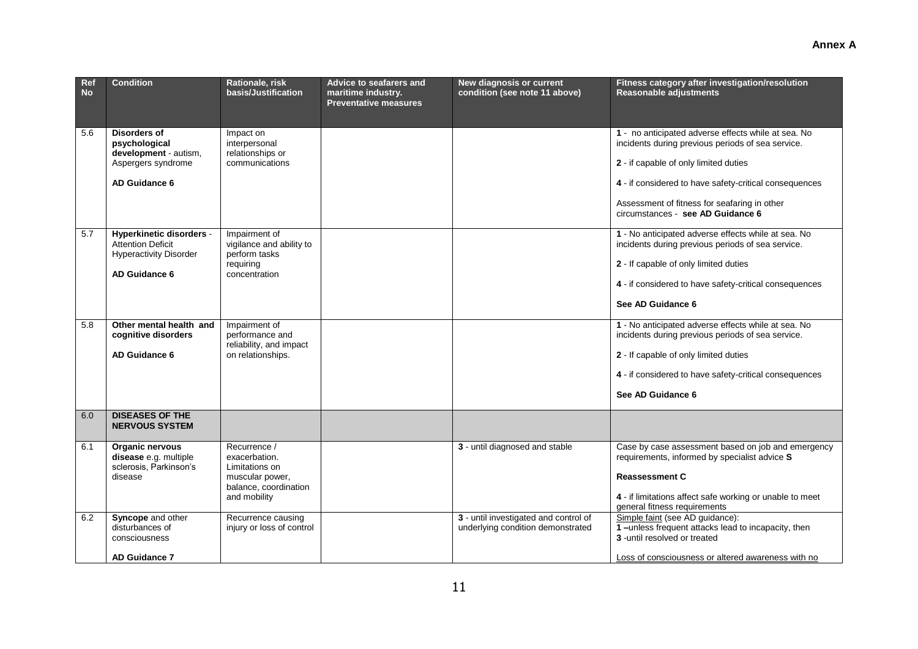**Annex A**

| Ref No | Condition | Rationale, risk basis/Justification | Advice to seafarers and maritime industry. Preventative measures | New diagnosis or current condition (see note 11 above) | Fitness category after investigation/resolution Reasonable adjustments |
|---|---|---|---|---|---|
| 5.6 | **Disorders of psychological development** - autism, Aspergers syndrome<br><br>**AD Guidance 6** | Impact on interpersonal relationships or communications | | | **1** - no anticipated adverse effects while at sea. No incidents during previous periods of sea service.<br><br>**2** - if capable of only limited duties<br><br>**4** - if considered to have safety-critical consequences<br><br>Assessment of fitness for seafaring in other circumstances - **see AD Guidance 6** |
| 5.7 | **Hyperkinetic disorders** - Attention Deficit Hyperactivity Disorder<br><br>**AD Guidance 6** | Impairment of vigilance and ability to perform tasks requiring concentration | | | **1** - No anticipated adverse effects while at sea. No incidents during previous periods of sea service.<br><br>**2** - If capable of only limited duties<br><br>**4** - if considered to have safety-critical consequences<br><br>**See AD Guidance 6** |
| 5.8 | **Other mental health and cognitive disorders**<br><br>**AD Guidance 6** | Impairment of performance and reliability, and impact on relationships. | | | **1** - No anticipated adverse effects while at sea. No incidents during previous periods of sea service.<br><br>**2** - If capable of only limited duties<br><br>**4** - if considered to have safety-critical consequences<br><br>**See AD Guidance 6** |
| 6.0 | **DISEASES OF THE NERVOUS SYSTEM** | | | | |
| 6.1 | **Organic nervous disease** e.g. multiple sclerosis, Parkinson's disease | Recurrence / exacerbation. Limitations on muscular power, balance, coordination and mobility | | **3** - until diagnosed and stable | Case by case assessment based on job and emergency requirements, informed by specialist advice **S**<br><br>**Reassessment C**<br><br>**4** - if limitations affect safe working or unable to meet general fitness requirements |
| 6.2 | **Syncope** and other disturbances of consciousness<br><br>**AD Guidance 7** | Recurrence causing injury or loss of control | | **3** - until investigated and control of underlying condition demonstrated | Simple faint (see AD guidance):<br>**1** –unless frequent attacks lead to incapacity, then<br>**3** -until resolved or treated<br><br>Loss of consciousness or altered awareness with no |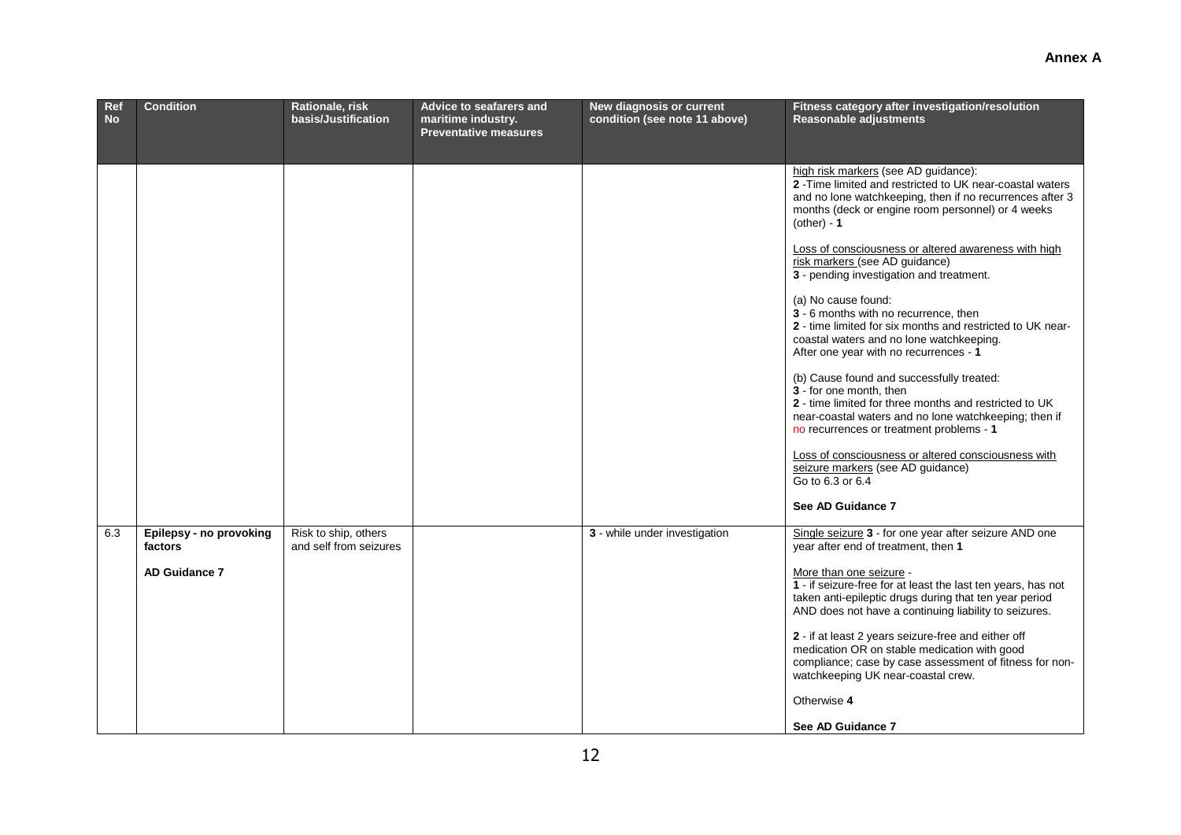**Annex A**

| Ref No | Condition | Rationale, risk basis/Justification | Advice to seafarers and maritime industry. Preventative measures | New diagnosis or current condition (see note 11 above) | Fitness category after investigation/resolution Reasonable adjustments |
|---|---|---|---|---|---|
| | | | | | high risk markers (see AD guidance):<br>**2** -Time limited and restricted to UK near-coastal waters and no lone watchkeeping, then if no recurrences after 3 months (deck or engine room personnel) or 4 weeks (other) - **1**<br><br>Loss of consciousness or altered awareness with high risk markers (see AD guidance)<br>**3** - pending investigation and treatment.<br><br>(a) No cause found:<br>**3** - 6 months with no recurrence, then<br>**2** - time limited for six months and restricted to UK near-coastal waters and no lone watchkeeping.<br>After one year with no recurrences - **1**<br><br>(b) Cause found and successfully treated:<br>**3** - for one month, then<br>**2** - time limited for three months and restricted to UK near-coastal waters and no lone watchkeeping; then if no recurrences or treatment problems - **1**<br><br>Loss of consciousness or altered consciousness with seizure markers (see AD guidance)<br>Go to 6.3 or 6.4<br><br>**See AD Guidance 7** |
| 6.3 | **Epilepsy - no provoking factors**<br><br>**AD Guidance 7** | Risk to ship, others and self from seizures | | **3** - while under investigation | Single seizure **3** - for one year after seizure AND one year after end of treatment, then **1**<br><br>More than one seizure -<br>**1** - if seizure-free for at least the last ten years, has not taken anti-epileptic drugs during that ten year period AND does not have a continuing liability to seizures.<br><br>**2** - if at least 2 years seizure-free and either off medication OR on stable medication with good compliance; case by case assessment of fitness for non-watchkeeping UK near-coastal crew.<br><br>Otherwise **4**<br><br>**See AD Guidance 7** |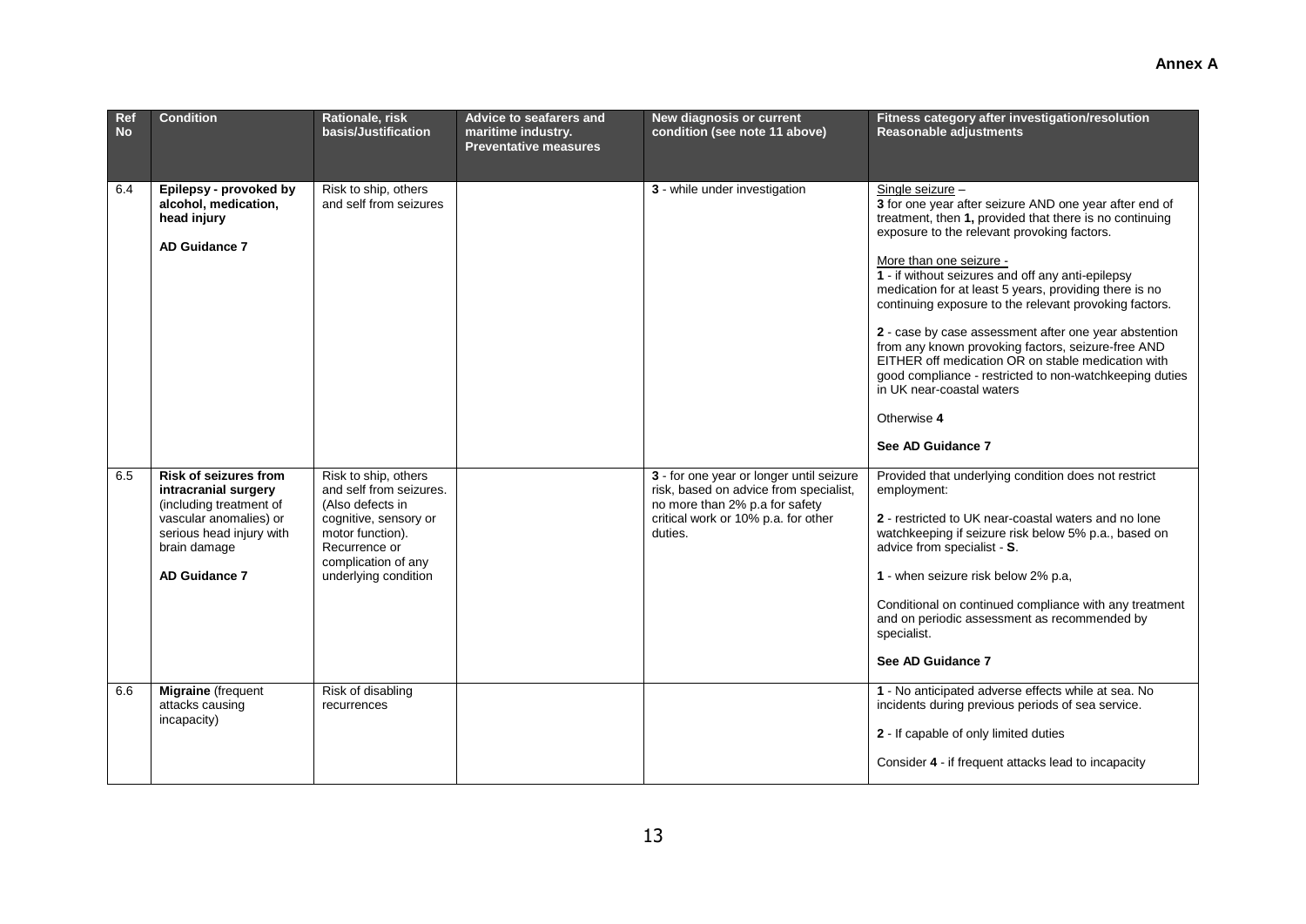**Annex A**

| Ref No | Condition | Rationale, risk basis/Justification | Advice to seafarers and maritime industry. Preventative measures | New diagnosis or current condition (see note 11 above) | Fitness category after investigation/resolution Reasonable adjustments |
|---|---|---|---|---|---|
| 6.4 | **Epilepsy - provoked by alcohol, medication, head injury**<br><br>**AD Guidance 7** | Risk to ship, others and self from seizures | | **3** - while under investigation | Single seizure –<br>**3** for one year after seizure AND one year after end of treatment, then **1,** provided that there is no continuing exposure to the relevant provoking factors.<br><br>More than one seizure -<br>**1** - if without seizures and off any anti-epilepsy medication for at least 5 years, providing there is no continuing exposure to the relevant provoking factors.<br><br>**2** - case by case assessment after one year abstention from any known provoking factors, seizure-free AND EITHER off medication OR on stable medication with good compliance - restricted to non-watchkeeping duties in UK near-coastal waters<br><br>Otherwise **4**<br><br>**See AD Guidance 7** |
| 6.5 | **Risk of seizures from intracranial surgery** (including treatment of vascular anomalies) or serious head injury with brain damage<br><br>**AD Guidance 7** | Risk to ship, others and self from seizures. (Also defects in cognitive, sensory or motor function). Recurrence or complication of any underlying condition | | **3** - for one year or longer until seizure risk, based on advice from specialist, no more than 2% p.a for safety critical work or 10% p.a. for other duties. | Provided that underlying condition does not restrict employment:<br><br>**2** - restricted to UK near-coastal waters and no lone watchkeeping if seizure risk below 5% p.a., based on advice from specialist - **S**.<br><br>**1** - when seizure risk below 2% p.a,<br><br>Conditional on continued compliance with any treatment and on periodic assessment as recommended by specialist.<br><br>**See AD Guidance 7** |
| 6.6 | **Migraine** (frequent attacks causing incapacity) | Risk of disabling recurrences | | | **1** - No anticipated adverse effects while at sea. No incidents during previous periods of sea service.<br><br>**2** - If capable of only limited duties<br><br>Consider **4** - if frequent attacks lead to incapacity |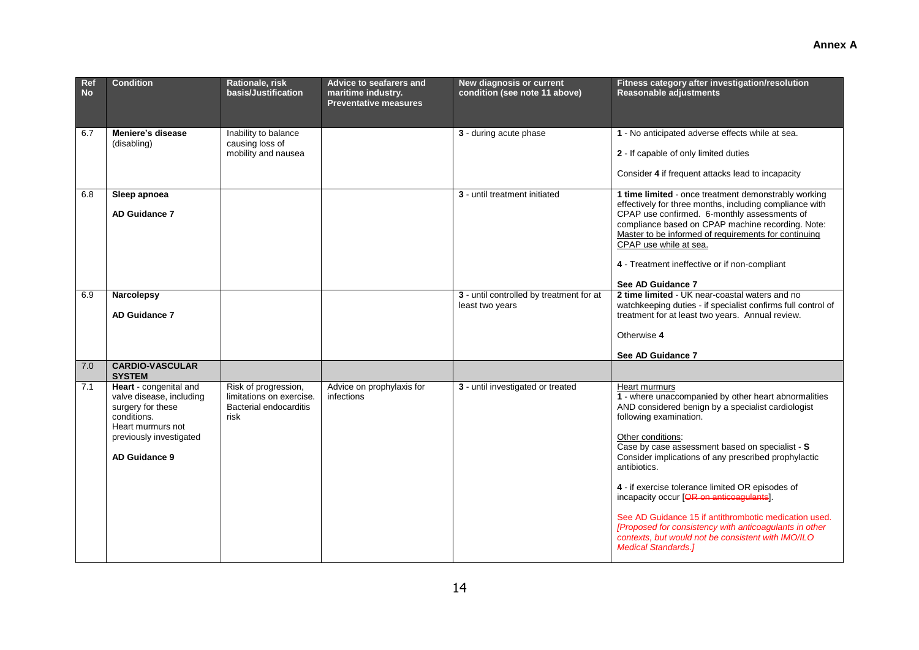**Annex A**

| Ref No | Condition | Rationale, risk basis/Justification | Advice to seafarers and maritime industry. Preventative measures | New diagnosis or current condition (see note 11 above) | Fitness category after investigation/resolution Reasonable adjustments |
|---|---|---|---|---|---|
| 6.7 | **Meniere's disease** (disabling) | Inability to balance causing loss of mobility and nausea | | **3** - during acute phase | **1** - No anticipated adverse effects while at sea.<br><br>**2** - If capable of only limited duties<br><br>Consider **4** if frequent attacks lead to incapacity |
| 6.8 | **Sleep apnoea**<br><br>**AD Guidance 7** | | | **3** - until treatment initiated | **1 time limited** - once treatment demonstrably working effectively for three months, including compliance with CPAP use confirmed. 6-monthly assessments of compliance based on CPAP machine recording. Note: Master to be informed of requirements for continuing CPAP use while at sea.<br><br>**4** - Treatment ineffective or if non-compliant<br><br>**See AD Guidance 7** |
| 6.9 | **Narcolepsy**<br><br>**AD Guidance 7** | | | **3** - until controlled by treatment for at least two years | **2 time limited** - UK near-coastal waters and no watchkeeping duties - if specialist confirms full control of treatment for at least two years. Annual review.<br><br>Otherwise **4**<br><br>**See AD Guidance 7** |
| 7.0 | **CARDIO-VASCULAR SYSTEM** | | | | |
| 7.1 | **Heart** - congenital and valve disease, including surgery for these conditions. Heart murmurs not previously investigated<br><br>**AD Guidance 9** | Risk of progression, limitations on exercise. Bacterial endocarditis risk | Advice on prophylaxis for infections | **3** - until investigated or treated | Heart murmurs<br>**1** - where unaccompanied by other heart abnormalities AND considered benign by a specialist cardiologist following examination.<br><br>Other conditions:<br>Case by case assessment based on specialist - **S**<br>Consider implications of any prescribed prophylactic antibiotics.<br><br>**4** - if exercise tolerance limited OR episodes of incapacity occur [~~OR on anticoagulants~~].<br><br>See AD Guidance 15 if antithrombotic medication used. *[Proposed for consistency with anticoagulants in other contexts, but would not be consistent with IMO/ILO Medical Standards.]* |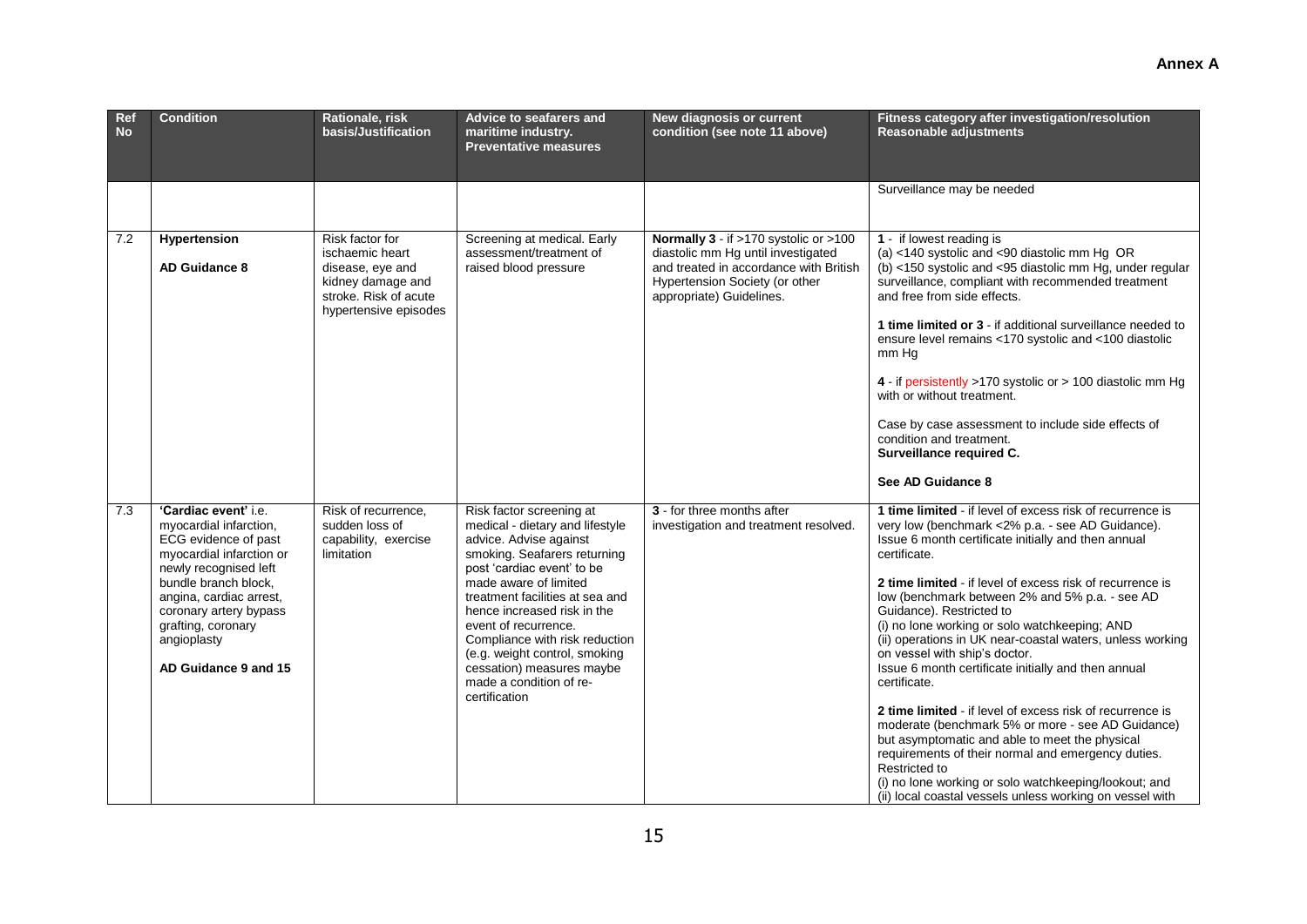**Annex A**

| Ref No | Condition | Rationale, risk basis/Justification | Advice to seafarers and maritime industry. Preventative measures | New diagnosis or current condition (see note 11 above) | Fitness category after investigation/resolution Reasonable adjustments |
|---|---|---|---|---|---|
| | | | | | Surveillance may be needed |
| 7.2 | **Hypertension**<br><br>**AD Guidance 8** | Risk factor for ischaemic heart disease, eye and kidney damage and stroke. Risk of acute hypertensive episodes | Screening at medical. Early assessment/treatment of raised blood pressure | **Normally 3** - if >170 systolic or >100 diastolic mm Hg until investigated and treated in accordance with British Hypertension Society (or other appropriate) Guidelines. | **1** - if lowest reading is<br>(a) <140 systolic and <90 diastolic mm Hg OR<br>(b) <150 systolic and <95 diastolic mm Hg, under regular surveillance, compliant with recommended treatment and free from side effects.<br><br>**1 time limited or 3** - if additional surveillance needed to ensure level remains <170 systolic and <100 diastolic mm Hg<br><br>**4** - if persistently >170 systolic or > 100 diastolic mm Hg with or without treatment.<br><br>Case by case assessment to include side effects of condition and treatment.<br>**Surveillance required C.**<br><br>**See AD Guidance 8** |
| 7.3 | **'Cardiac event'** i.e. myocardial infarction, ECG evidence of past myocardial infarction or newly recognised left bundle branch block, angina, cardiac arrest, coronary artery bypass grafting, coronary angioplasty<br><br>**AD Guidance 9 and 15** | Risk of recurrence, sudden loss of capability, exercise limitation | Risk factor screening at medical - dietary and lifestyle advice. Advise against smoking. Seafarers returning post 'cardiac event' to be made aware of limited treatment facilities at sea and hence increased risk in the event of recurrence. Compliance with risk reduction (e.g. weight control, smoking cessation) measures maybe made a condition of re-certification | **3** - for three months after investigation and treatment resolved. | **1 time limited** - if level of excess risk of recurrence is very low (benchmark <2% p.a. - see AD Guidance). Issue 6 month certificate initially and then annual certificate.<br><br>**2 time limited** - if level of excess risk of recurrence is low (benchmark between 2% and 5% p.a. - see AD Guidance). Restricted to<br>(i) no lone working or solo watchkeeping; AND<br>(ii) operations in UK near-coastal waters, unless working on vessel with ship's doctor.<br>Issue 6 month certificate initially and then annual certificate.<br><br>**2 time limited** - if level of excess risk of recurrence is moderate (benchmark 5% or more - see AD Guidance) but asymptomatic and able to meet the physical requirements of their normal and emergency duties. Restricted to<br>(i) no lone working or solo watchkeeping/lookout; and<br>(ii) local coastal vessels unless working on vessel with |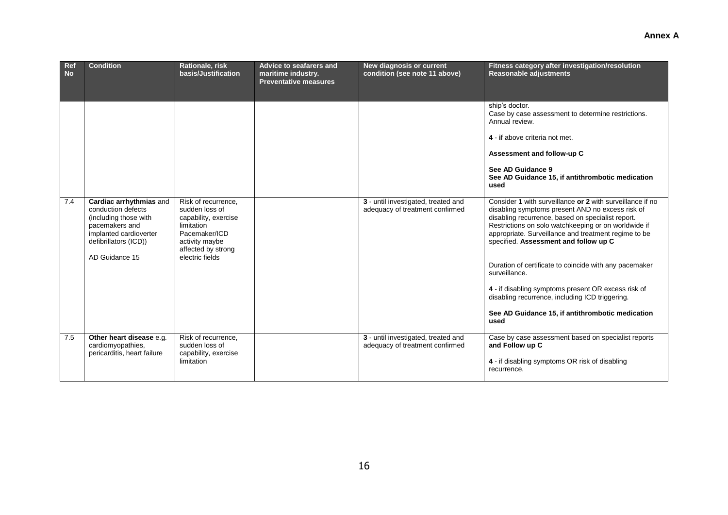**Annex A**

| Ref No | Condition | Rationale, risk basis/Justification | Advice to seafarers and maritime industry. Preventative measures | New diagnosis or current condition (see note 11 above) | Fitness category after investigation/resolution Reasonable adjustments |
|---|---|---|---|---|---|
| | | | | | ship's doctor.<br>Case by case assessment to determine restrictions. Annual review.<br><br>**4** - **i**f above criteria not met.<br><br>**Assessment and follow-up C**<br><br>**See AD Guidance 9**<br>**See AD Guidance 15, if antithrombotic medication used** |
| 7.4 | **Cardiac arrhythmias** and conduction defects (including those with pacemakers and implanted cardioverter defibrillators (ICD))<br><br>AD Guidance 15 | Risk of recurrence, sudden loss of capability, exercise limitation Pacemaker/ICD activity maybe affected by strong electric fields | | **3** - until investigated, treated and adequacy of treatment confirmed | Consider **1** with surveillance **or 2** with surveillance if no disabling symptoms present AND no excess risk of disabling recurrence, based on specialist report. Restrictions on solo watchkeeping or on worldwide if appropriate. Surveillance and treatment regime to be specified. **Assessment and follow up C**<br><br>Duration of certificate to coincide with any pacemaker surveillance.<br><br>**4** - if disabling symptoms present OR excess risk of disabling recurrence, including ICD triggering.<br><br>**See AD Guidance 15, if antithrombotic medication used** |
| 7.5 | **Other heart disease** e.g. cardiomyopathies, pericarditis, heart failure | Risk of recurrence, sudden loss of capability, exercise limitation | | **3** - until investigated, treated and adequacy of treatment confirmed | Case by case assessment based on specialist reports **and Follow up C**<br><br>**4** - if disabling symptoms OR risk of disabling recurrence. |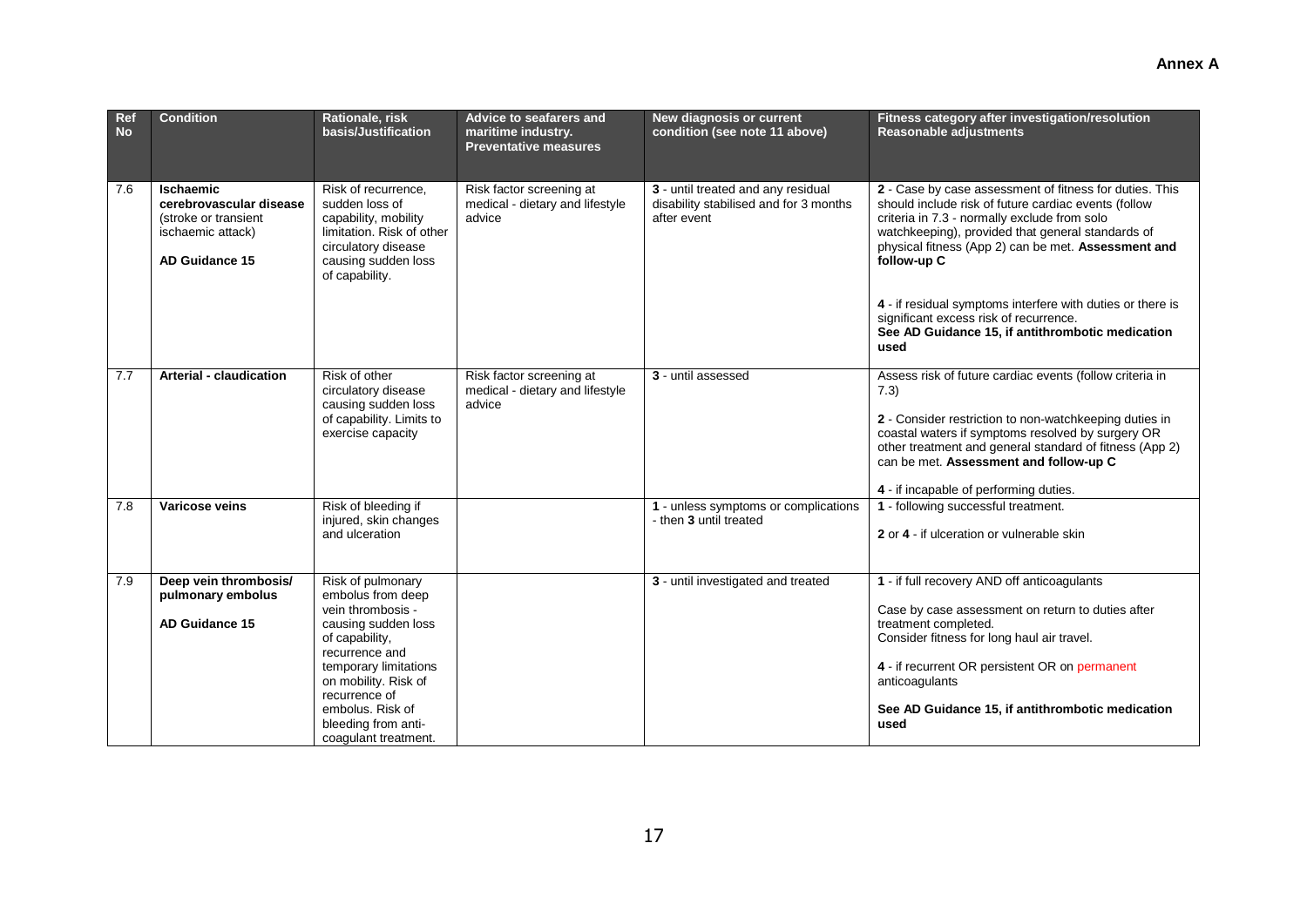**Annex A**

| Ref No | Condition | Rationale, risk basis/Justification | Advice to seafarers and maritime industry. Preventative measures | New diagnosis or current condition (see note 11 above) | Fitness category after investigation/resolution Reasonable adjustments |
|---|---|---|---|---|---|
| 7.6 | **Ischaemic cerebrovascular disease** (stroke or transient ischaemic attack)<br><br>**AD Guidance 15** | Risk of recurrence, sudden loss of capability, mobility limitation. Risk of other circulatory disease causing sudden loss of capability. | Risk factor screening at medical - dietary and lifestyle advice | **3** - until treated and any residual disability stabilised and for 3 months after event | **2** - Case by case assessment of fitness for duties. This should include risk of future cardiac events (follow criteria in 7.3 - normally exclude from solo watchkeeping), provided that general standards of physical fitness (App 2) can be met. **Assessment and follow-up C**<br><br>**4** - if residual symptoms interfere with duties or there is significant excess risk of recurrence.<br>**See AD Guidance 15, if antithrombotic medication used** |
| 7.7 | **Arterial - claudication** | Risk of other circulatory disease causing sudden loss of capability. Limits to exercise capacity | Risk factor screening at medical - dietary and lifestyle advice | **3** - until assessed | Assess risk of future cardiac events (follow criteria in 7.3)<br><br>**2** - Consider restriction to non-watchkeeping duties in coastal waters if symptoms resolved by surgery OR other treatment and general standard of fitness (App 2) can be met. **Assessment and follow-up C**<br><br>**4** - if incapable of performing duties. |
| 7.8 | **Varicose veins** | Risk of bleeding if injured, skin changes and ulceration | | **1** - unless symptoms or complications - then **3** until treated | **1** - following successful treatment.<br><br>**2** or **4** - if ulceration or vulnerable skin |
| 7.9 | **Deep vein thrombosis/ pulmonary embolus**<br><br>**AD Guidance 15** | Risk of pulmonary embolus from deep vein thrombosis - causing sudden loss of capability, recurrence and temporary limitations on mobility. Risk of recurrence of embolus. Risk of bleeding from anti-coagulant treatment. | | **3** - until investigated and treated | **1** - if full recovery AND off anticoagulants<br><br>Case by case assessment on return to duties after treatment completed.<br>Consider fitness for long haul air travel.<br><br>**4** - if recurrent OR persistent OR on permanent anticoagulants<br><br>**See AD Guidance 15, if antithrombotic medication used** |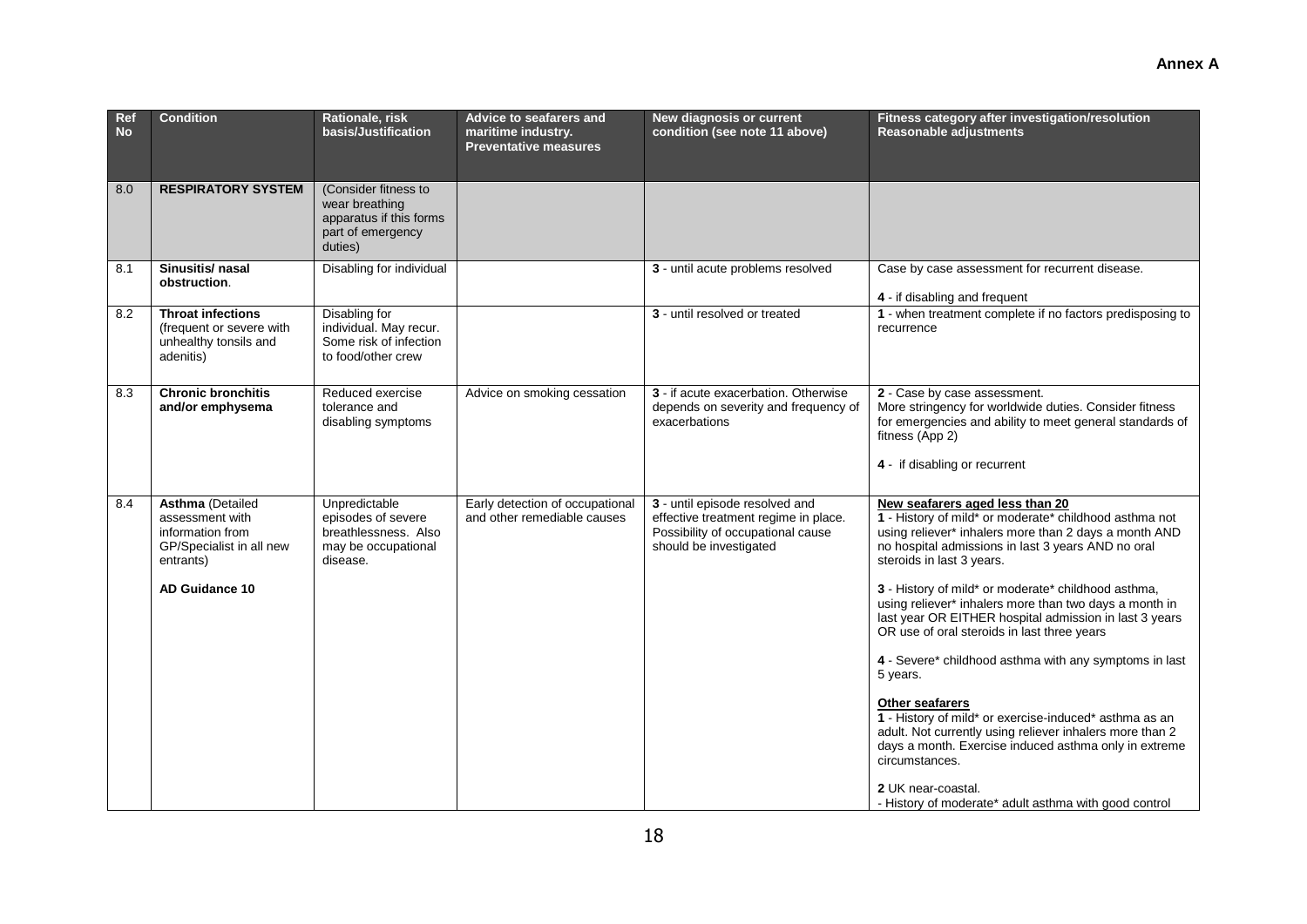**Annex A**

| Ref No | Condition | Rationale, risk basis/Justification | Advice to seafarers and maritime industry. Preventative measures | New diagnosis or current condition (see note 11 above) | Fitness category after investigation/resolution Reasonable adjustments |
|---|---|---|---|---|---|
| 8.0 | **RESPIRATORY SYSTEM** | (Consider fitness to wear breathing apparatus if this forms part of emergency duties) | | | |
| 8.1 | **Sinusitis/ nasal obstruction**. | Disabling for individual | | **3** - until acute problems resolved | Case by case assessment for recurrent disease.<br><br>**4** - if disabling and frequent |
| 8.2 | **Throat infections** (frequent or severe with unhealthy tonsils and adenitis) | Disabling for individual. May recur. Some risk of infection to food/other crew | | **3** - until resolved or treated | **1** - when treatment complete if no factors predisposing to recurrence |
| 8.3 | **Chronic bronchitis and/or emphysema** | Reduced exercise tolerance and disabling symptoms | Advice on smoking cessation | **3** - if acute exacerbation. Otherwise depends on severity and frequency of exacerbations | **2** - Case by case assessment. More stringency for worldwide duties. Consider fitness for emergencies and ability to meet general standards of fitness (App 2)<br><br>**4** - if disabling or recurrent |
| 8.4 | **Asthma** (Detailed assessment with information from GP/Specialist in all new entrants)<br><br>**AD Guidance 10** | Unpredictable episodes of severe breathlessness. Also may be occupational disease. | Early detection of occupational and other remediable causes | **3** - until episode resolved and effective treatment regime in place. Possibility of occupational cause should be investigated | **New seafarers aged less than 20**<br>**1** - History of mild* or moderate* childhood asthma not using reliever* inhalers more than 2 days a month AND no hospital admissions in last 3 years AND no oral steroids in last 3 years.<br><br>**3** - History of mild* or moderate* childhood asthma, using reliever* inhalers more than two days a month in last year OR EITHER hospital admission in last 3 years OR use of oral steroids in last three years<br><br>**4** - Severe* childhood asthma with any symptoms in last 5 years.<br><br>**Other seafarers**<br>**1** - History of mild* or exercise-induced* asthma as an adult. Not currently using reliever inhalers more than 2 days a month. Exercise induced asthma only in extreme circumstances.<br><br>**2** UK near-coastal.<br>- History of moderate* adult asthma with good control |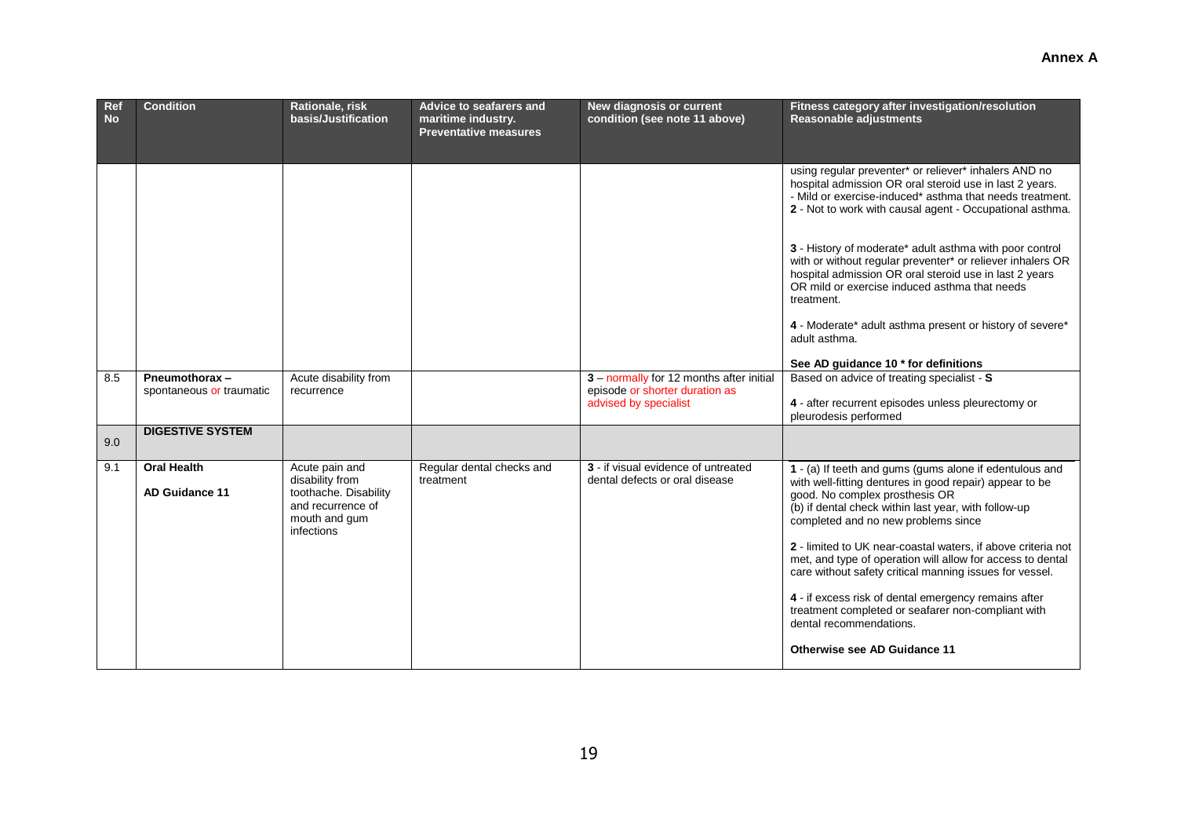**Annex A**

| Ref No | Condition | Rationale, risk basis/Justification | Advice to seafarers and maritime industry. Preventative measures | New diagnosis or current condition (see note 11 above) | Fitness category after investigation/resolution Reasonable adjustments |
|---|---|---|---|---|---|
| | | | | | using regular preventer* or reliever* inhalers AND no hospital admission OR oral steroid use in last 2 years. - Mild or exercise-induced* asthma that needs treatment. **2** - Not to work with causal agent - Occupational asthma. **3** - History of moderate* adult asthma with poor control with or without regular preventer* or reliever inhalers OR hospital admission OR oral steroid use in last 2 years OR mild or exercise induced asthma that needs treatment. **4** - Moderate* adult asthma present or history of severe* adult asthma. **See AD guidance 10 * for definitions** |
| 8.5 | **Pneumothorax –** spontaneous or traumatic | Acute disability from recurrence | | **3** – normally for 12 months after initial episode or shorter duration as advised by specialist | Based on advice of treating specialist - **S** **4** - after recurrent episodes unless pleurectomy or pleurodesis performed |
| 9.0 | **DIGESTIVE SYSTEM** | | | | |
| 9.1 | **Oral Health** **AD Guidance 11** | Acute pain and disability from toothache. Disability and recurrence of mouth and gum infections | Regular dental checks and treatment | **3** - if visual evidence of untreated dental defects or oral disease | **1** - (a) If teeth and gums (gums alone if edentulous and with well-fitting dentures in good repair) appear to be good. No complex prosthesis OR (b) if dental check within last year, with follow-up completed and no new problems since **2** - limited to UK near-coastal waters, if above criteria not met, and type of operation will allow for access to dental care without safety critical manning issues for vessel. **4** - if excess risk of dental emergency remains after treatment completed or seafarer non-compliant with dental recommendations. **Otherwise see AD Guidance 11** |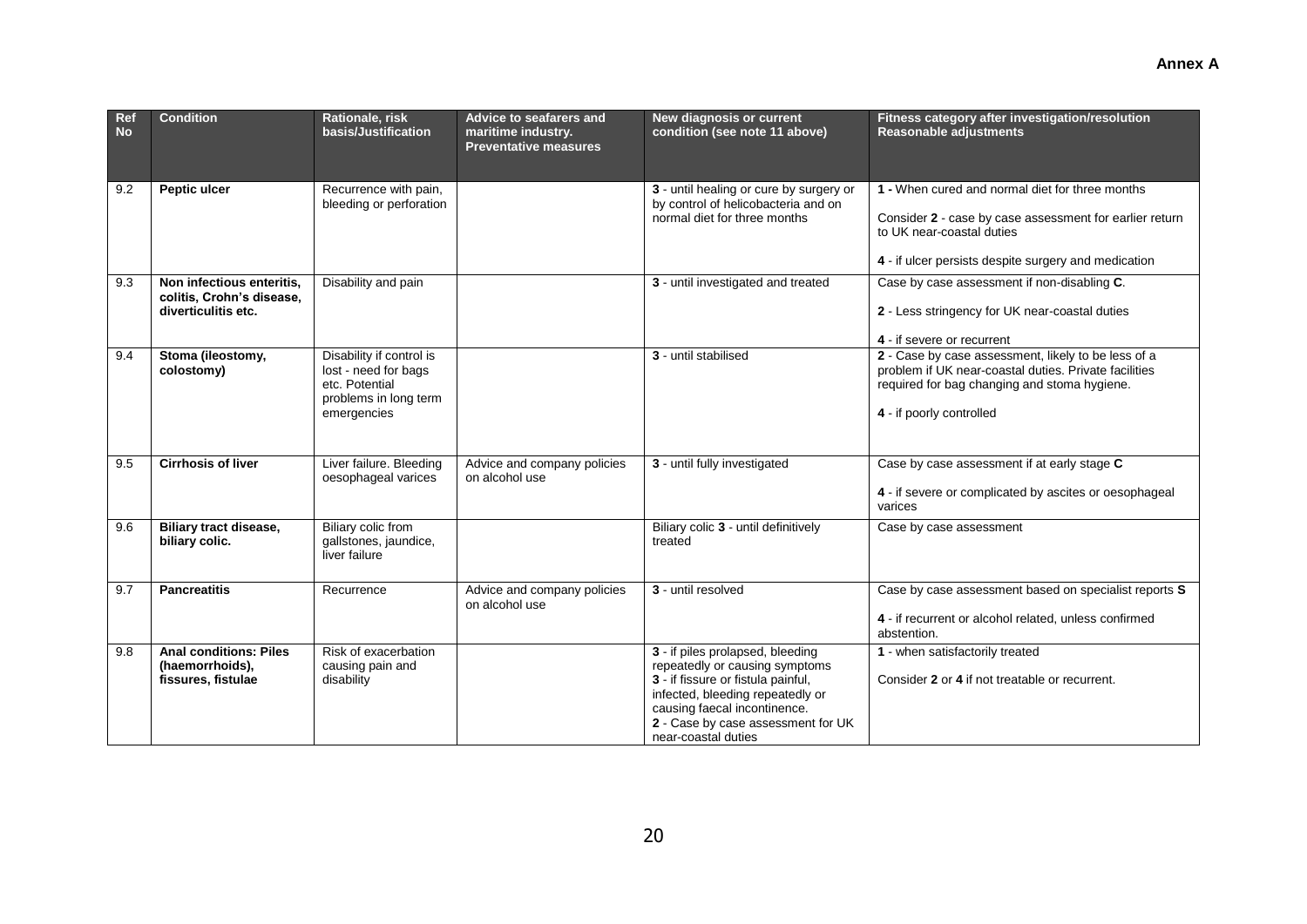**Annex A**

| Ref No | Condition | Rationale, risk basis/Justification | Advice to seafarers and maritime industry. Preventative measures | New diagnosis or current condition (see note 11 above) | Fitness category after investigation/resolution Reasonable adjustments |
|---|---|---|---|---|---|
| 9.2 | **Peptic ulcer** | Recurrence with pain, bleeding or perforation | | **3** - until healing or cure by surgery or by control of helicobacteria and on normal diet for three months | **1 -** When cured and normal diet for three months<br><br>Consider **2** - case by case assessment for earlier return to UK near-coastal duties<br><br>**4** - if ulcer persists despite surgery and medication |
| 9.3 | **Non infectious enteritis, colitis, Crohn's disease, diverticulitis etc.** | Disability and pain | | **3** - until investigated and treated | Case by case assessment if non-disabling **C**.<br><br>**2** - Less stringency for UK near-coastal duties<br><br>**4** - if severe or recurrent |
| 9.4 | **Stoma (ileostomy, colostomy)** | Disability if control is lost - need for bags etc. Potential problems in long term emergencies | | **3** - until stabilised | **2** - Case by case assessment, likely to be less of a problem if UK near-coastal duties. Private facilities required for bag changing and stoma hygiene.<br><br>**4** - if poorly controlled |
| 9.5 | **Cirrhosis of liver** | Liver failure. Bleeding oesophageal varices | Advice and company policies on alcohol use | **3** - until fully investigated | Case by case assessment if at early stage **C**<br><br>**4** - if severe or complicated by ascites or oesophageal varices |
| 9.6 | **Biliary tract disease, biliary colic.** | Biliary colic from gallstones, jaundice, liver failure | | Biliary colic **3** - until definitively treated | Case by case assessment |
| 9.7 | **Pancreatitis** | Recurrence | Advice and company policies on alcohol use | **3** - until resolved | Case by case assessment based on specialist reports **S**<br><br>**4** - if recurrent or alcohol related, unless confirmed abstention. |
| 9.8 | **Anal conditions: Piles (haemorrhoids), fissures, fistulae** | Risk of exacerbation causing pain and disability | | **3** - if piles prolapsed, bleeding repeatedly or causing symptoms<br>**3** - if fissure or fistula painful, infected, bleeding repeatedly or causing faecal incontinence.<br>**2** - Case by case assessment for UK near-coastal duties | **1** - when satisfactorily treated<br><br>Consider **2** or **4** if not treatable or recurrent. |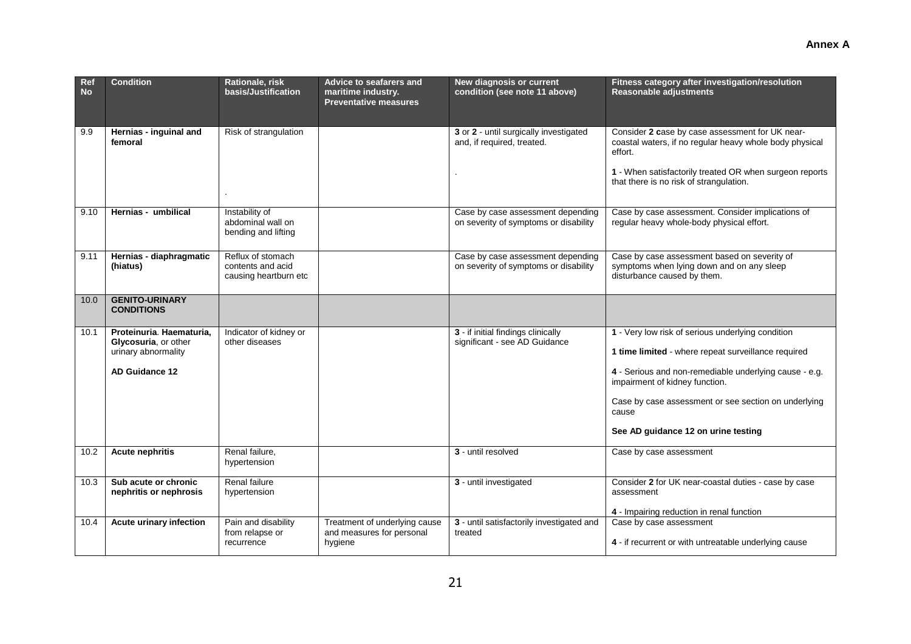**Annex A**

| Ref No | Condition | Rationale, risk basis/Justification | Advice to seafarers and maritime industry. Preventative measures | New diagnosis or current condition (see note 11 above) | Fitness category after investigation/resolution Reasonable adjustments |
|---|---|---|---|---|---|
| 9.9 | **Hernias - inguinal and femoral** | Risk of strangulation<br><br>. | | **3** or **2** - until surgically investigated and, if required, treated.<br><br>. | Consider **2 c**ase by case assessment for UK near-coastal waters, if no regular heavy whole body physical effort.<br><br>**1** - When satisfactorily treated OR when surgeon reports that there is no risk of strangulation. |
| 9.10 | **Hernias - umbilical** | Instability of abdominal wall on bending and lifting | | Case by case assessment depending on severity of symptoms or disability | Case by case assessment. Consider implications of regular heavy whole-body physical effort. |
| 9.11 | **Hernias - diaphragmatic (hiatus)** | Reflux of stomach contents and acid causing heartburn etc | | Case by case assessment depending on severity of symptoms or disability | Case by case assessment based on severity of symptoms when lying down and on any sleep disturbance caused by them. |
| 10.0 | **GENITO-URINARY CONDITIONS** | | | | |
| 10.1 | **Proteinuria**. **Haematuria, Glycosuria**, or other urinary abnormality<br><br>**AD Guidance 12** | Indicator of kidney or other diseases | | **3** - if initial findings clinically significant - see AD Guidance | **1** - Very low risk of serious underlying condition<br><br>**1 time limited** - where repeat surveillance required<br><br>**4** - Serious and non-remediable underlying cause - e.g. impairment of kidney function.<br><br>Case by case assessment or see section on underlying cause<br><br>**See AD guidance 12 on urine testing** |
| 10.2 | **Acute nephritis** | Renal failure, hypertension | | **3** - until resolved | Case by case assessment |
| 10.3 | **Sub acute or chronic nephritis or nephrosis** | Renal failure hypertension | | **3** - until investigated | Consider **2** for UK near-coastal duties - case by case assessment<br><br>**4** - Impairing reduction in renal function |
| 10.4 | **Acute urinary infection** | Pain and disability from relapse or recurrence | Treatment of underlying cause and measures for personal hygiene | **3** - until satisfactorily investigated and treated | Case by case assessment<br><br>**4** - if recurrent or with untreatable underlying cause |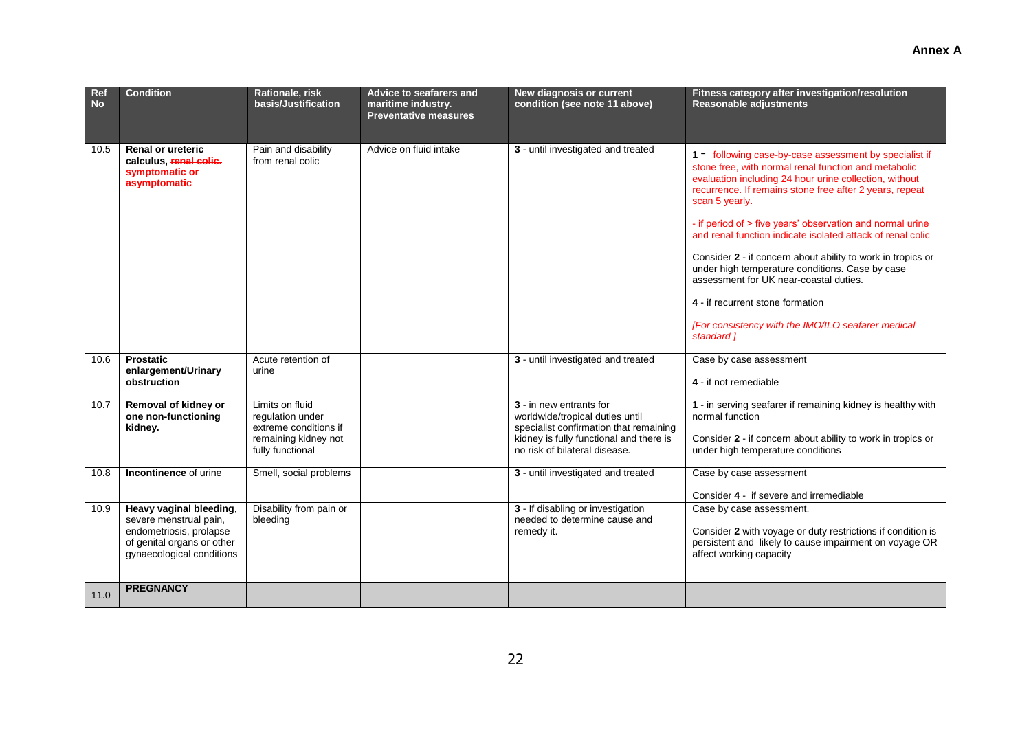**Annex A**

| Ref No | Condition | Rationale, risk basis/Justification | Advice to seafarers and maritime industry. Preventative measures | New diagnosis or current condition (see note 11 above) | Fitness category after investigation/resolution Reasonable adjustments |
|---|---|---|---|---|---|
| 10.5 | **Renal or ureteric calculus, ~~renal colic.~~ symptomatic or asymptomatic** | Pain and disability from renal colic | Advice on fluid intake | **3** - until investigated and treated | **1 -** following case-by-case assessment by specialist if stone free, with normal renal function and metabolic evaluation including 24 hour urine collection, without recurrence. If remains stone free after 2 years, repeat scan 5 yearly.<br><br>~~- if period of > five years' observation and normal urine and renal function indicate isolated attack of renal colic~~<br><br>Consider **2** - if concern about ability to work in tropics or under high temperature conditions. Case by case assessment for UK near-coastal duties.<br><br>**4** - if recurrent stone formation<br><br>*[For consistency with the IMO/ILO seafarer medical standard ]* |
| 10.6 | **Prostatic enlargement/Urinary obstruction** | Acute retention of urine | | **3** - until investigated and treated | Case by case assessment<br><br>**4** - if not remediable |
| 10.7 | **Removal of kidney or one non-functioning kidney.** | Limits on fluid regulation under extreme conditions if remaining kidney not fully functional | | **3** - in new entrants for worldwide/tropical duties until specialist confirmation that remaining kidney is fully functional and there is no risk of bilateral disease. | **1** - in serving seafarer if remaining kidney is healthy with normal function<br><br>Consider **2** - if concern about ability to work in tropics or under high temperature conditions |
| 10.8 | **Incontinence** of urine | Smell, social problems | | **3** - until investigated and treated | Case by case assessment<br><br>Consider **4** - if severe and irremediable |
| 10.9 | **Heavy vaginal bleeding**, severe menstrual pain, endometriosis, prolapse of genital organs or other gynaecological conditions | Disability from pain or bleeding | | **3** - If disabling or investigation needed to determine cause and remedy it. | Case by case assessment.<br><br>Consider **2** with voyage or duty restrictions if condition is persistent and likely to cause impairment on voyage OR affect working capacity |
| 11.0 | **PREGNANCY** | | | | |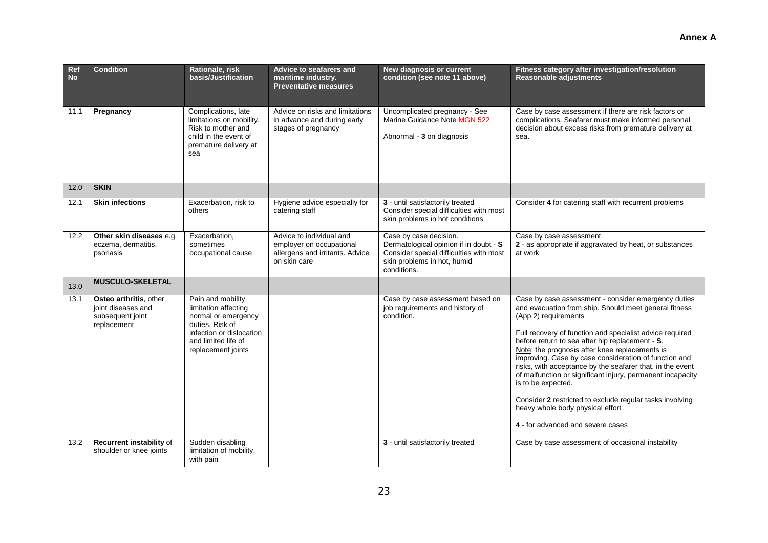**Annex A**

| Ref No | Condition | Rationale, risk basis/Justification | Advice to seafarers and maritime industry. Preventative measures | New diagnosis or current condition (see note 11 above) | Fitness category after investigation/resolution Reasonable adjustments |
|---|---|---|---|---|---|
| 11.1 | **Pregnancy** | Complications, late limitations on mobility. Risk to mother and child in the event of premature delivery at sea | Advice on risks and limitations in advance and during early stages of pregnancy | Uncomplicated pregnancy - See Marine Guidance Note MGN 522<br><br>Abnormal - **3** on diagnosis | Case by case assessment if there are risk factors or complications. Seafarer must make informed personal decision about excess risks from premature delivery at sea. |
| 12.0 | **SKIN** | | | | |
| 12.1 | **Skin infections** | Exacerbation, risk to others | Hygiene advice especially for catering staff | **3** - until satisfactorily treated<br>Consider special difficulties with most skin problems in hot conditions | Consider **4** for catering staff with recurrent problems |
| 12.2 | **Other skin diseases** e.g. eczema, dermatitis, psoriasis | Exacerbation, sometimes occupational cause | Advice to individual and employer on occupational allergens and irritants. Advice on skin care | Case by case decision.<br>Dermatological opinion if in doubt - **S**<br>Consider special difficulties with most skin problems in hot, humid conditions. | Case by case assessment.<br>**2** - as appropriate if aggravated by heat, or substances at work |
| 13.0 | **MUSCULO-SKELETAL** | | | | |
| 13.1 | **Osteo arthritis**, other joint diseases and subsequent joint replacement | Pain and mobility limitation affecting normal or emergency duties. Risk of infection or dislocation and limited life of replacement joints | | Case by case assessment based on job requirements and history of condition. | Case by case assessment - consider emergency duties and evacuation from ship. Should meet general fitness (App 2) requirements<br><br>Full recovery of function and specialist advice required before return to sea after hip replacement - **S**.<br>Note: the prognosis after knee replacements is improving. Case by case consideration of function and risks, with acceptance by the seafarer that, in the event of malfunction or significant injury, permanent incapacity is to be expected.<br><br>Consider **2** restricted to exclude regular tasks involving heavy whole body physical effort<br><br>**4** - for advanced and severe cases |
| 13.2 | **Recurrent instability** of shoulder or knee joints | Sudden disabling limitation of mobility, with pain | | **3** - until satisfactorily treated | Case by case assessment of occasional instability |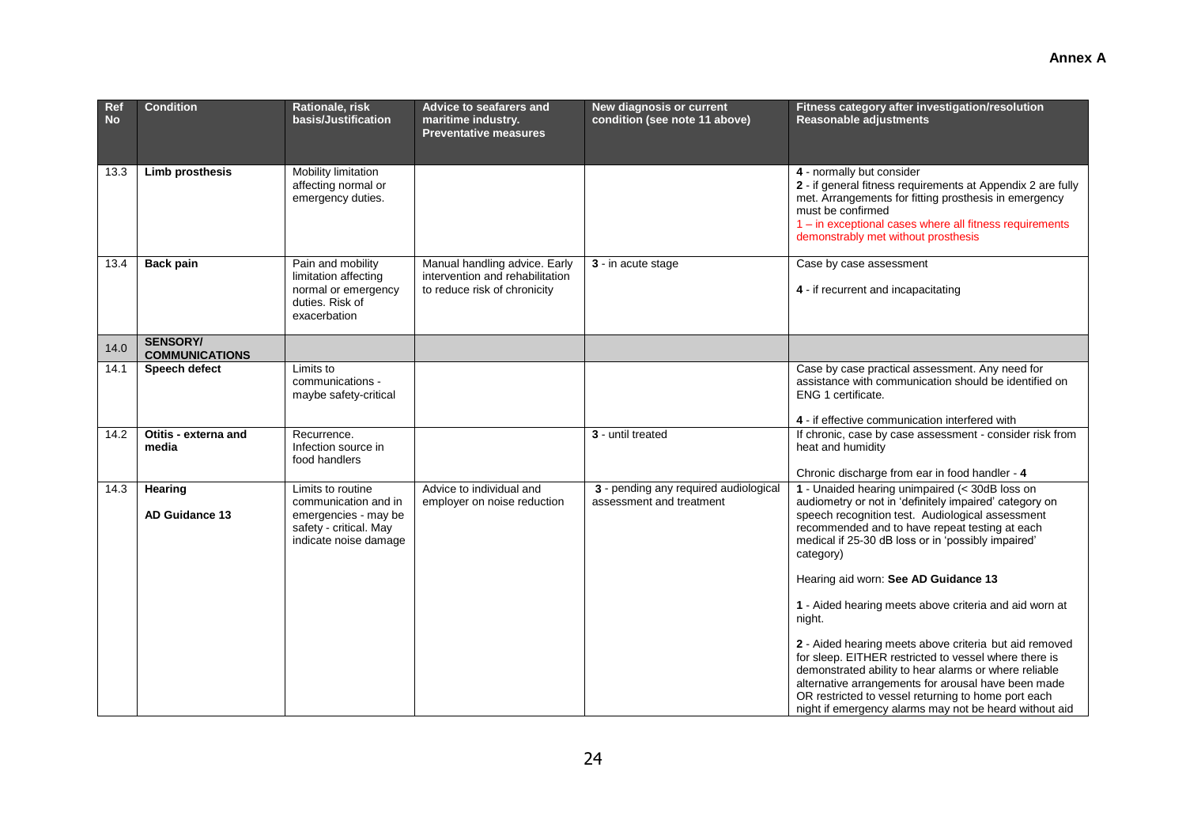**Annex A**

| Ref No | Condition | Rationale, risk basis/Justification | Advice to seafarers and maritime industry. Preventative measures | New diagnosis or current condition (see note 11 above) | Fitness category after investigation/resolution Reasonable adjustments |
|---|---|---|---|---|---|
| 13.3 | **Limb prosthesis** | Mobility limitation affecting normal or emergency duties. | | | **4** - normally but consider<br>**2** - if general fitness requirements at Appendix 2 are fully met. Arrangements for fitting prosthesis in emergency must be confirmed<br>1 – in exceptional cases where all fitness requirements demonstrably met without prosthesis |
| 13.4 | **Back pain** | Pain and mobility limitation affecting normal or emergency duties. Risk of exacerbation | Manual handling advice. Early intervention and rehabilitation to reduce risk of chronicity | **3** - in acute stage | Case by case assessment<br><br>**4** - if recurrent and incapacitating |
| 14.0 | **SENSORY/ COMMUNICATIONS** | | | | |
| 14.1 | **Speech defect** | Limits to communications - maybe safety-critical | | | Case by case practical assessment. Any need for assistance with communication should be identified on ENG 1 certificate.<br><br>**4** - if effective communication interfered with |
| 14.2 | **Otitis - externa and media** | Recurrence. Infection source in food handlers | | **3** - until treated | If chronic, case by case assessment - consider risk from heat and humidity<br><br>Chronic discharge from ear in food handler - **4** |
| 14.3 | **Hearing**<br><br>**AD Guidance 13** | Limits to routine communication and in emergencies - may be safety - critical. May indicate noise damage | Advice to individual and employer on noise reduction | **3** - pending any required audiological assessment and treatment | **1** - Unaided hearing unimpaired (< 30dB loss on audiometry or not in 'definitely impaired' category on speech recognition test. Audiological assessment recommended and to have repeat testing at each medical if 25-30 dB loss or in 'possibly impaired' category)<br><br>Hearing aid worn: **See AD Guidance 13**<br><br>**1** - Aided hearing meets above criteria and aid worn at night.<br><br>**2** - Aided hearing meets above criteria but aid removed for sleep. EITHER restricted to vessel where there is demonstrated ability to hear alarms or where reliable alternative arrangements for arousal have been made OR restricted to vessel returning to home port each night if emergency alarms may not be heard without aid |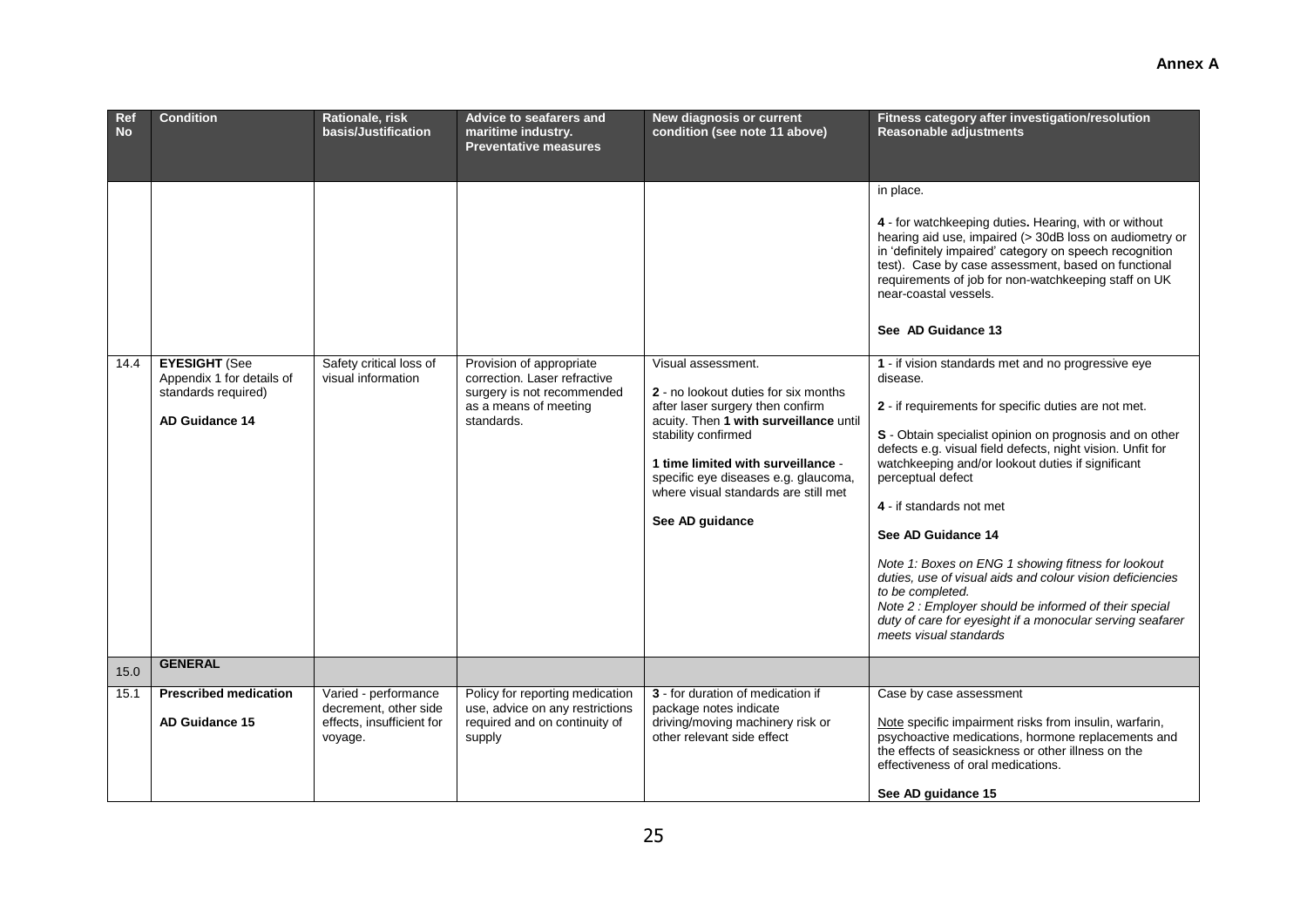**Annex A**

| Ref No | Condition | Rationale, risk basis/Justification | Advice to seafarers and maritime industry. Preventative measures | New diagnosis or current condition (see note 11 above) | Fitness category after investigation/resolution Reasonable adjustments |
|---|---|---|---|---|---|
| | | | | | in place.<br><br>**4** - for watchkeeping duties**.** Hearing, with or without hearing aid use, impaired (> 30dB loss on audiometry or in 'definitely impaired' category on speech recognition test). Case by case assessment, based on functional requirements of job for non-watchkeeping staff on UK near-coastal vessels.<br><br>**See AD Guidance 13** |
| 14.4 | **EYESIGHT** (See Appendix 1 for details of standards required)<br><br>**AD Guidance 14** | Safety critical loss of visual information | Provision of appropriate correction. Laser refractive surgery is not recommended as a means of meeting standards. | Visual assessment.<br><br>**2** - no lookout duties for six months after laser surgery then confirm acuity. Then **1 with surveillance** until stability confirmed<br><br>**1 time limited with surveillance** - specific eye diseases e.g. glaucoma, where visual standards are still met<br><br>**See AD guidance** | **1** - if vision standards met and no progressive eye disease.<br><br>**2** - if requirements for specific duties are not met.<br><br>**S** - Obtain specialist opinion on prognosis and on other defects e.g. visual field defects, night vision. Unfit for watchkeeping and/or lookout duties if significant perceptual defect<br><br>**4** - if standards not met<br><br>**See AD Guidance 14**<br><br>*Note 1: Boxes on ENG 1 showing fitness for lookout duties, use of visual aids and colour vision deficiencies to be completed.*<br>*Note 2 : Employer should be informed of their special duty of care for eyesight if a monocular serving seafarer meets visual standards* |
| 15.0 | **GENERAL** | | | | |
| 15.1 | **Prescribed medication**<br><br>**AD Guidance 15** | Varied - performance decrement, other side effects, insufficient for voyage. | Policy for reporting medication use, advice on any restrictions required and on continuity of supply | **3** - for duration of medication if package notes indicate driving/moving machinery risk or other relevant side effect | Case by case assessment<br><br>Note specific impairment risks from insulin, warfarin, psychoactive medications, hormone replacements and the effects of seasickness or other illness on the effectiveness of oral medications.<br><br>**See AD guidance 15** |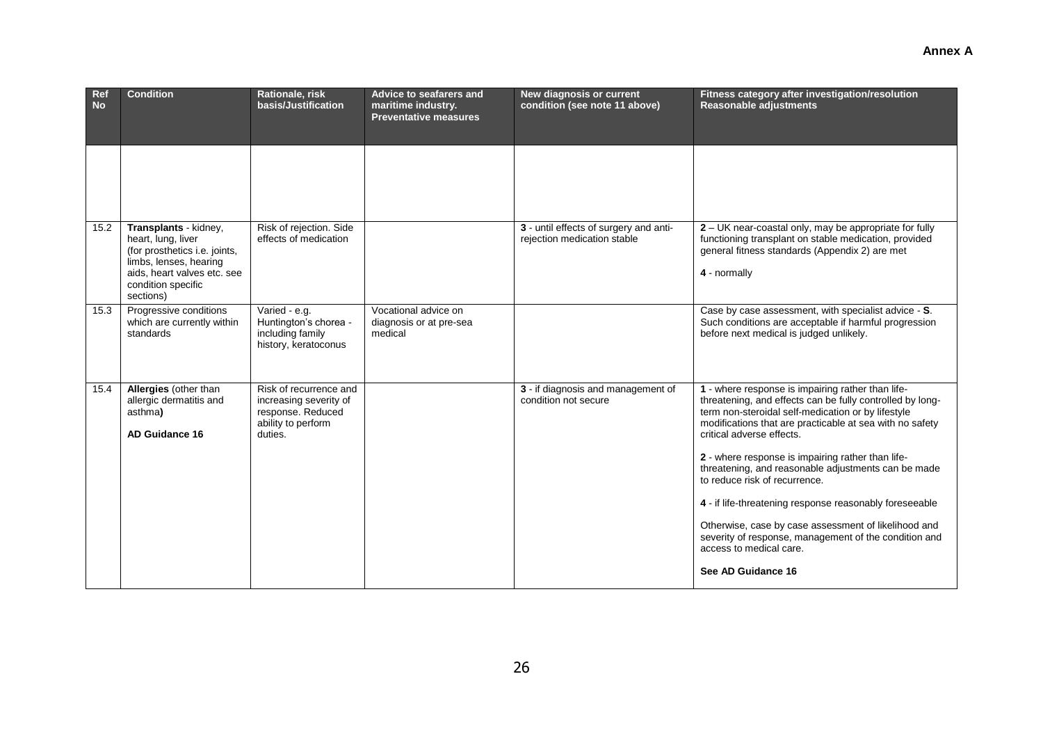**Annex A**

| Ref No | Condition | Rationale, risk basis/Justification | Advice to seafarers and maritime industry. Preventative measures | New diagnosis or current condition (see note 11 above) | Fitness category after investigation/resolution Reasonable adjustments |
|---|---|---|---|---|---|
| | | | | | |
| 15.2 | **Transplants** - kidney, heart, lung, liver (for prosthetics i.e. joints, limbs, lenses, hearing aids, heart valves etc. see condition specific sections) | Risk of rejection. Side effects of medication | | **3** - until effects of surgery and anti-rejection medication stable | **2** – UK near-coastal only, may be appropriate for fully functioning transplant on stable medication, provided general fitness standards (Appendix 2) are met<br><br>**4** - normally |
| 15.3 | Progressive conditions which are currently within standards | Varied - e.g. Huntington's chorea - including family history, keratoconus | Vocational advice on diagnosis or at pre-sea medical | | Case by case assessment, with specialist advice - **S**. Such conditions are acceptable if harmful progression before next medical is judged unlikely. |
| 15.4 | **Allergies** (other than allergic dermatitis and asthma**)**<br><br>**AD Guidance 16** | Risk of recurrence and increasing severity of response. Reduced ability to perform duties. | | **3** - if diagnosis and management of condition not secure | **1** - where response is impairing rather than life-threatening, and effects can be fully controlled by long-term non-steroidal self-medication or by lifestyle modifications that are practicable at sea with no safety critical adverse effects.<br><br>**2** - where response is impairing rather than life-threatening, and reasonable adjustments can be made to reduce risk of recurrence.<br><br>**4** - if life-threatening response reasonably foreseeable<br><br>Otherwise, case by case assessment of likelihood and severity of response, management of the condition and access to medical care.<br><br>**See AD Guidance 16** |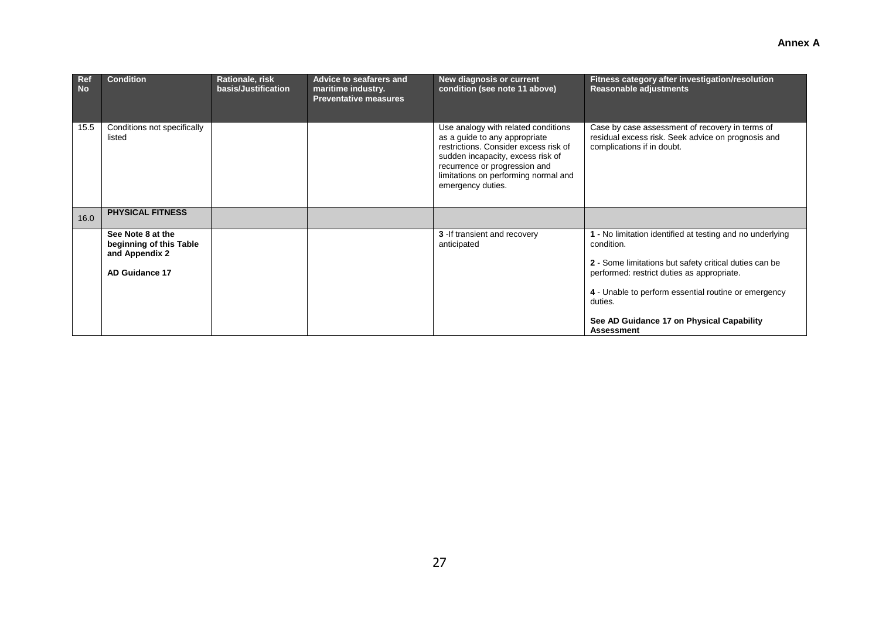**Annex A**

| Ref No | Condition | Rationale, risk basis/Justification | Advice to seafarers and maritime industry. Preventative measures | New diagnosis or current condition (see note 11 above) | Fitness category after investigation/resolution Reasonable adjustments |
|---|---|---|---|---|---|
| 15.5 | Conditions not specifically listed | | | Use analogy with related conditions as a guide to any appropriate restrictions. Consider excess risk of sudden incapacity, excess risk of recurrence or progression and limitations on performing normal and emergency duties. | Case by case assessment of recovery in terms of residual excess risk. Seek advice on prognosis and complications if in doubt. |
| 16.0 | **PHYSICAL FITNESS** | | | | |
| | **See Note 8 at the beginning of this Table and Appendix 2**<br><br>**AD Guidance 17** | | | **3** -If transient and recovery anticipated | **1 -** No limitation identified at testing and no underlying condition.<br><br>**2** - Some limitations but safety critical duties can be performed: restrict duties as appropriate.<br><br>**4** - Unable to perform essential routine or emergency duties.<br><br>**See AD Guidance 17 on Physical Capability Assessment** |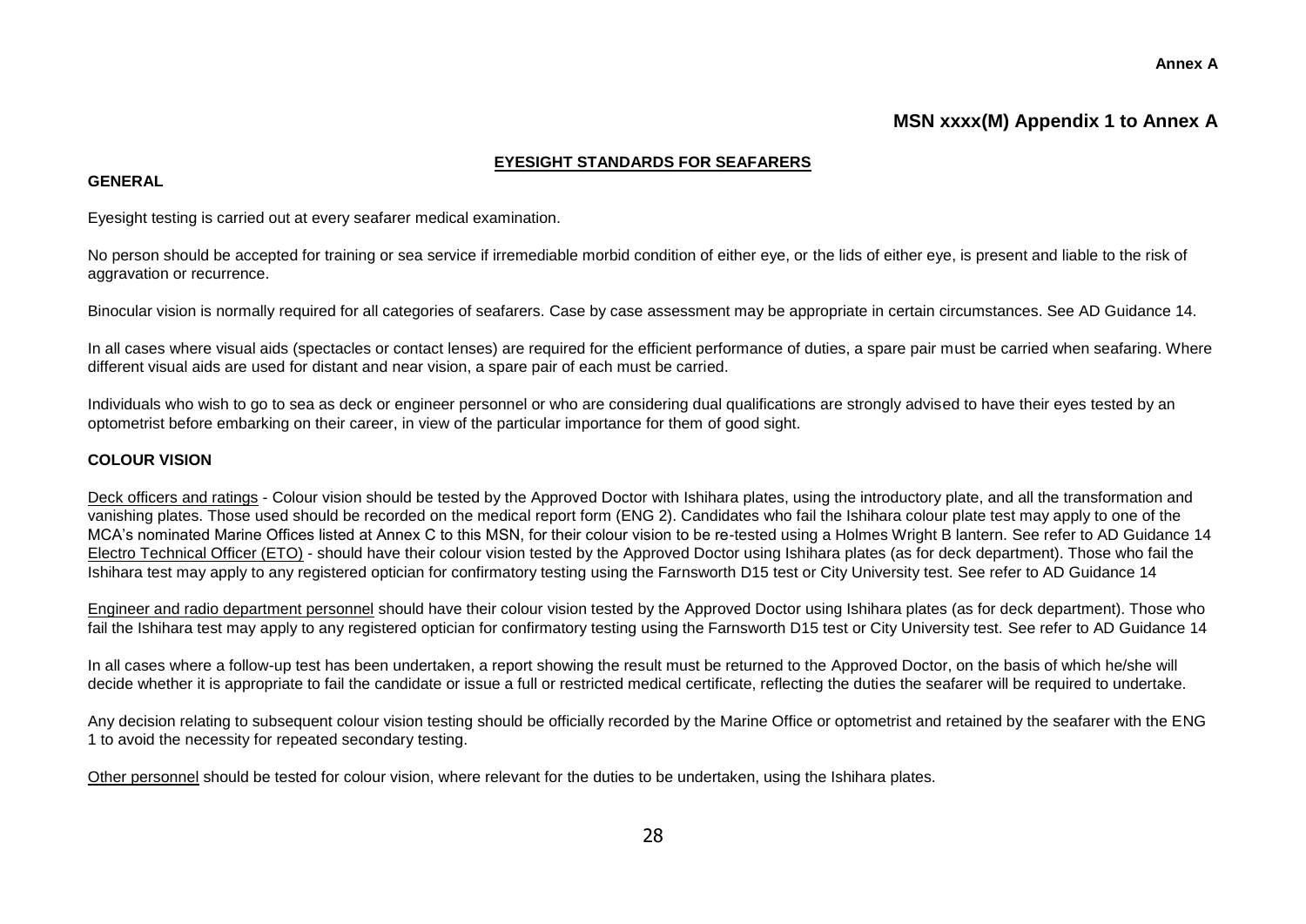**Annex A**

## MSN xxxx(M) Appendix 1 to Annex A

### EYESIGHT STANDARDS FOR SEAFARERS

**GENERAL**

Eyesight testing is carried out at every seafarer medical examination.

No person should be accepted for training or sea service if irremediable morbid condition of either eye, or the lids of either eye, is present and liable to the risk of aggravation or recurrence.

Binocular vision is normally required for all categories of seafarers. Case by case assessment may be appropriate in certain circumstances. See AD Guidance 14.

In all cases where visual aids (spectacles or contact lenses) are required for the efficient performance of duties, a spare pair must be carried when seafaring. Where different visual aids are used for distant and near vision, a spare pair of each must be carried.

Individuals who wish to go to sea as deck or engineer personnel or who are considering dual qualifications are strongly advised to have their eyes tested by an optometrist before embarking on their career, in view of the particular importance for them of good sight.

**COLOUR VISION**

Deck officers and ratings - Colour vision should be tested by the Approved Doctor with Ishihara plates, using the introductory plate, and all the transformation and vanishing plates. Those used should be recorded on the medical report form (ENG 2). Candidates who fail the Ishihara colour plate test may apply to one of the MCA's nominated Marine Offices listed at Annex C to this MSN, for their colour vision to be re-tested using a Holmes Wright B lantern. See refer to AD Guidance 14
Electro Technical Officer (ETO) - should have their colour vision tested by the Approved Doctor using Ishihara plates (as for deck department). Those who fail the Ishihara test may apply to any registered optician for confirmatory testing using the Farnsworth D15 test or City University test. See refer to AD Guidance 14

Engineer and radio department personnel should have their colour vision tested by the Approved Doctor using Ishihara plates (as for deck department). Those who fail the Ishihara test may apply to any registered optician for confirmatory testing using the Farnsworth D15 test or City University test. See refer to AD Guidance 14

In all cases where a follow-up test has been undertaken, a report showing the result must be returned to the Approved Doctor, on the basis of which he/she will decide whether it is appropriate to fail the candidate or issue a full or restricted medical certificate, reflecting the duties the seafarer will be required to undertake.

Any decision relating to subsequent colour vision testing should be officially recorded by the Marine Office or optometrist and retained by the seafarer with the ENG 1 to avoid the necessity for repeated secondary testing.

Other personnel should be tested for colour vision, where relevant for the duties to be undertaken, using the Ishihara plates.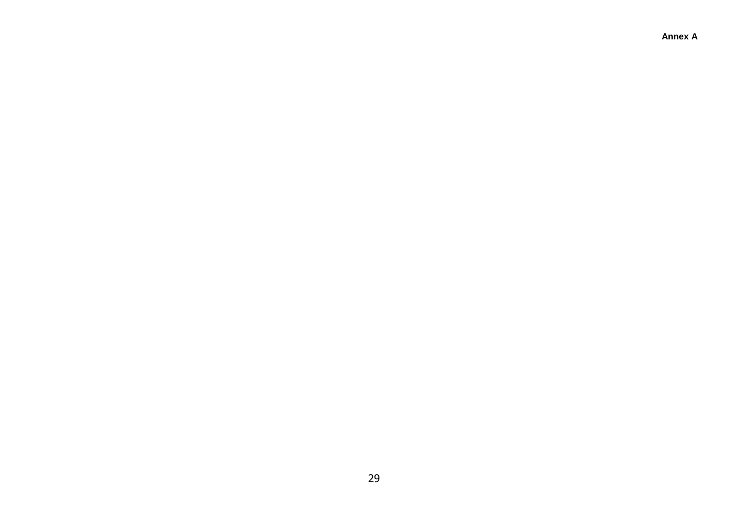**Annex A**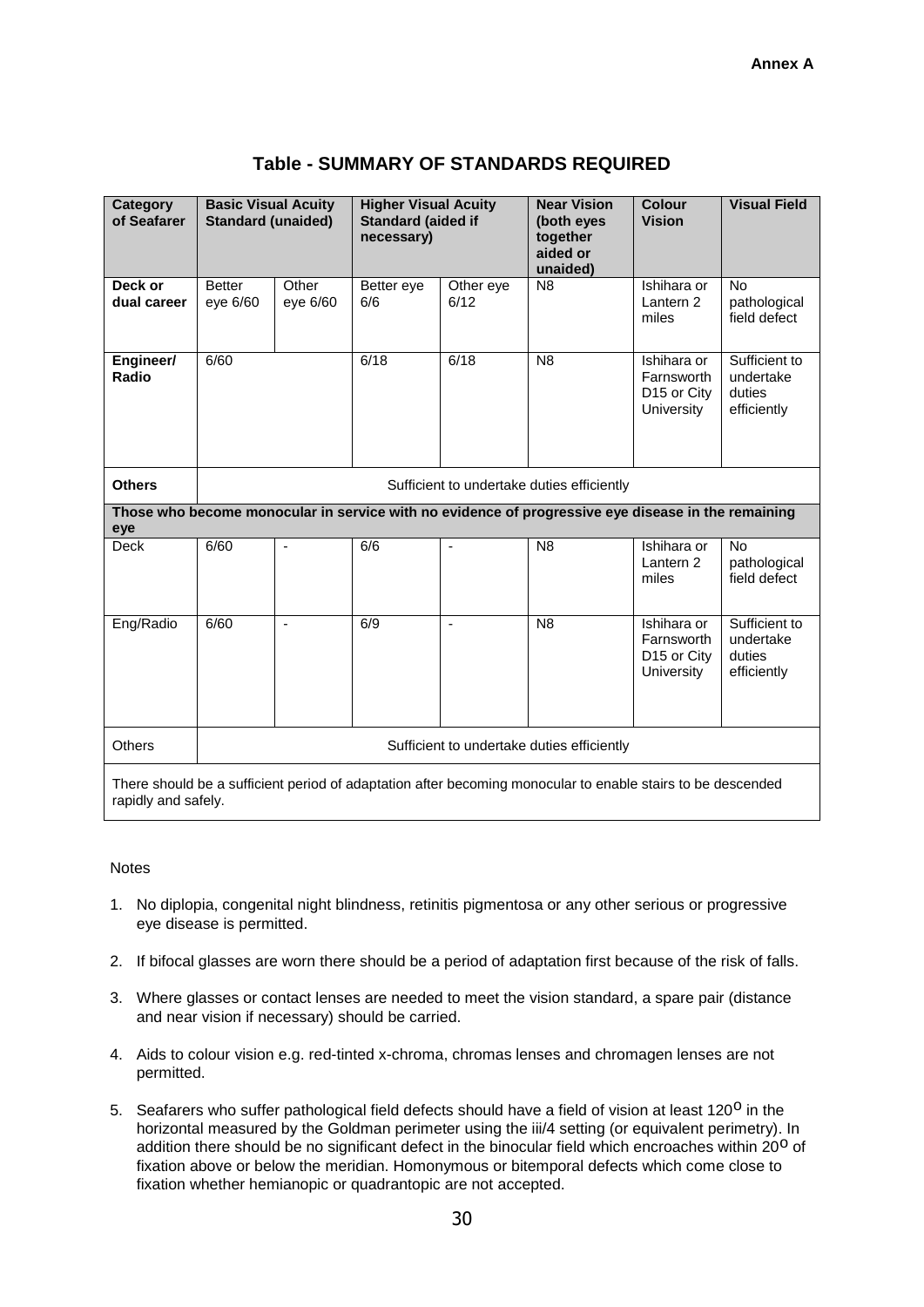**Annex A**

## Table - SUMMARY OF STANDARDS REQUIRED

| Category of Seafarer | Basic Visual Acuity Standard (unaided) | | Higher Visual Acuity Standard (aided if necessary) | | Near Vision (both eyes together aided or unaided) | Colour Vision | Visual Field |
|---|---|---|---|---|---|---|---|
| **Deck or dual career** | Better eye 6/60 | Other eye 6/60 | Better eye 6/6 | Other eye 6/12 | N8 | Ishihara or Lantern 2 miles | No pathological field defect |
| **Engineer/ Radio** | 6/60 | | 6/18 | 6/18 | N8 | Ishihara or Farnsworth D15 or City University | Sufficient to undertake duties efficiently |
| **Others** | Sufficient to undertake duties efficiently | | | | | | |
| **Those who become monocular in service with no evidence of progressive eye disease in the remaining eye** | | | | | | | |
| Deck | 6/60 | - | 6/6 | - | N8 | Ishihara or Lantern 2 miles | No pathological field defect |
| Eng/Radio | 6/60 | - | 6/9 | - | N8 | Ishihara or Farnsworth D15 or City University | Sufficient to undertake duties efficiently |
| Others | Sufficient to undertake duties efficiently | | | | | | |
| There should be a sufficient period of adaptation after becoming monocular to enable stairs to be descended rapidly and safely. | | | | | | | |

Notes

1. No diplopia, congenital night blindness, retinitis pigmentosa or any other serious or progressive eye disease is permitted.

2. If bifocal glasses are worn there should be a period of adaptation first because of the risk of falls.

3. Where glasses or contact lenses are needed to meet the vision standard, a spare pair (distance and near vision if necessary) should be carried.

4. Aids to colour vision e.g. red-tinted x-chroma, chromas lenses and chromagen lenses are not permitted.

5. Seafarers who suffer pathological field defects should have a field of vision at least $120^{o}$ in the horizontal measured by the Goldman perimeter using the iii/4 setting (or equivalent perimetry). In addition there should be no significant defect in the binocular field which encroaches within $20^{o}$ of fixation above or below the meridian. Homonymous or bitemporal defects which come close to fixation whether hemianopic or quadrantopic are not accepted.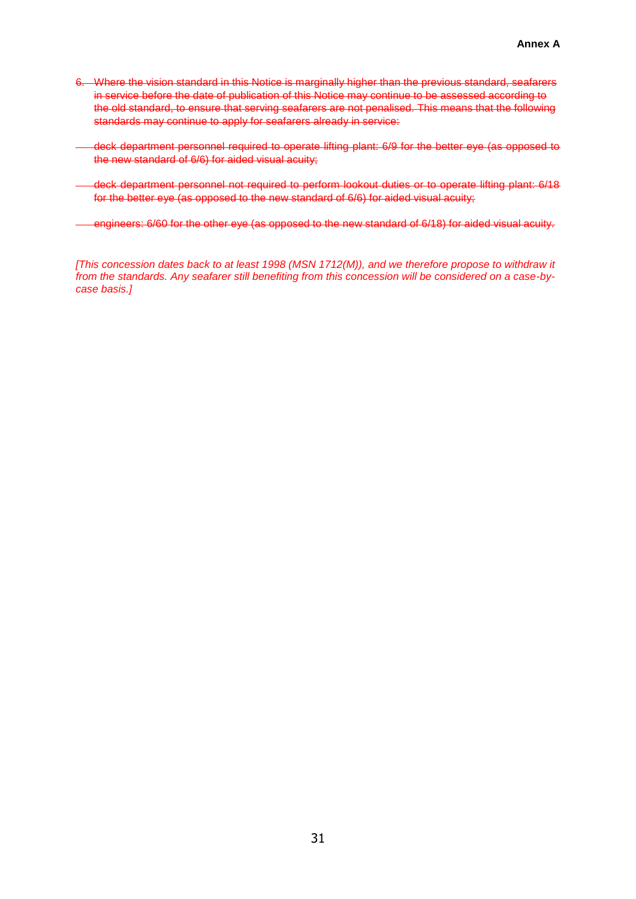~~6. Where the vision standard in this Notice is marginally higher than the previous standard, seafarers in service before the date of publication of this Notice may continue to be assessed according to the old standard, to ensure that serving seafarers are not penalised. This means that the following standards may continue to apply for seafarers already in service:~~

- ~~deck department personnel required to operate lifting plant: 6/9 for the better eye (as opposed to the new standard of 6/6) for aided visual acuity;~~
- ~~deck department personnel not required to perform lookout duties or to operate lifting plant: 6/18 for the better eye (as opposed to the new standard of 6/6) for aided visual acuity;~~
- ~~engineers: 6/60 for the other eye (as opposed to the new standard of 6/18) for aided visual acuity.~~

*[This concession dates back to at least 1998 (MSN 1712(M)), and we therefore propose to withdraw it from the standards. Any seafarer still benefiting from this concession will be considered on a case-by-case basis.]*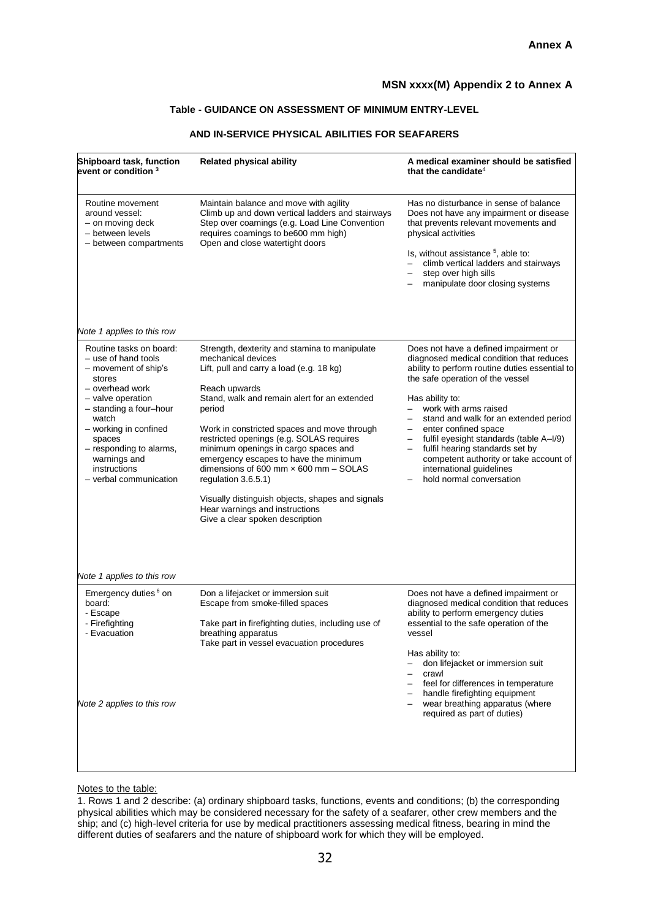**Annex A**

**MSN xxxx(M) Appendix 2 to Annex A**

**Table - GUIDANCE ON ASSESSMENT OF MINIMUM ENTRY-LEVEL AND IN-SERVICE PHYSICAL ABILITIES FOR SEAFARERS**

| Shipboard task, function event or condition [3] | Related physical ability | A medical examiner should be satisfied that the candidate[4] |
|---|---|---|
| Routine movement around vessel:<br>– on moving deck<br>– between levels<br>– between compartments<br><br>*Note 1 applies to this row* | Maintain balance and move with agility<br>Climb up and down vertical ladders and stairways<br>Step over coamings (e.g. Load Line Convention requires coamings to be600 mm high)<br>Open and close watertight doors | Has no disturbance in sense of balance<br>Does not have any impairment or disease that prevents relevant movements and physical activities<br><br>Is, without assistance [5], able to:<br>– climb vertical ladders and stairways<br>– step over high sills<br>– manipulate door closing systems |
| Routine tasks on board:<br>– use of hand tools<br>– movement of ship's stores<br>– overhead work<br>– valve operation<br>– standing a four–hour watch<br>– working in confined spaces<br>– responding to alarms, warnings and instructions<br>– verbal communication<br><br>*Note 1 applies to this row* | Strength, dexterity and stamina to manipulate mechanical devices<br>Lift, pull and carry a load (e.g. 18 kg)<br><br>Reach upwards<br>Stand, walk and remain alert for an extended period<br><br>Work in constricted spaces and move through restricted openings (e.g. SOLAS requires minimum openings in cargo spaces and emergency escapes to have the minimum dimensions of 600 mm × 600 mm – SOLAS regulation 3.6.5.1)<br><br>Visually distinguish objects, shapes and signals<br>Hear warnings and instructions<br>Give a clear spoken description | Does not have a defined impairment or diagnosed medical condition that reduces ability to perform routine duties essential to the safe operation of the vessel<br><br>Has ability to:<br>– work with arms raised<br>– stand and walk for an extended period<br>– enter confined space<br>– fulfil eyesight standards (table A–I/9)<br>– fulfil hearing standards set by competent authority or take account of international guidelines<br>– hold normal conversation |
| Emergency duties [6] on board:<br>- Escape<br>- Firefighting<br>- Evacuation<br><br>*Note 2 applies to this row* | Don a lifejacket or immersion suit<br>Escape from smoke-filled spaces<br><br>Take part in firefighting duties, including use of breathing apparatus<br>Take part in vessel evacuation procedures | Does not have a defined impairment or diagnosed medical condition that reduces ability to perform emergency duties essential to the safe operation of the vessel<br><br>Has ability to:<br>– don lifejacket or immersion suit<br>– crawl<br>– feel for differences in temperature<br>– handle firefighting equipment<br>– wear breathing apparatus (where required as part of duties) |

Notes to the table:

1. Rows 1 and 2 describe: (a) ordinary shipboard tasks, functions, events and conditions; (b) the corresponding physical abilities which may be considered necessary for the safety of a seafarer, other crew members and the ship; and (c) high-level criteria for use by medical practitioners assessing medical fitness, bearing in mind the different duties of seafarers and the nature of shipboard work for which they will be employed.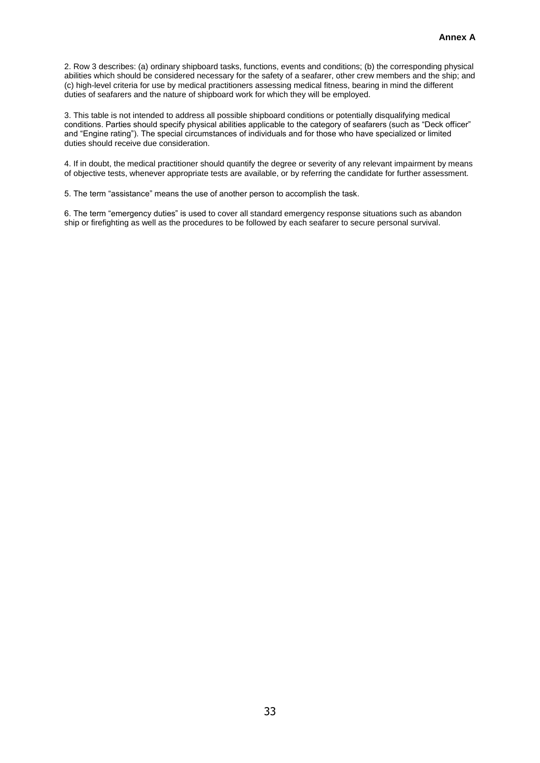**Annex A**

2. Row 3 describes: (a) ordinary shipboard tasks, functions, events and conditions; (b) the corresponding physical abilities which should be considered necessary for the safety of a seafarer, other crew members and the ship; and (c) high-level criteria for use by medical practitioners assessing medical fitness, bearing in mind the different duties of seafarers and the nature of shipboard work for which they will be employed.

3. This table is not intended to address all possible shipboard conditions or potentially disqualifying medical conditions. Parties should specify physical abilities applicable to the category of seafarers (such as "Deck officer" and "Engine rating"). The special circumstances of individuals and for those who have specialized or limited duties should receive due consideration.

4. If in doubt, the medical practitioner should quantify the degree or severity of any relevant impairment by means of objective tests, whenever appropriate tests are available, or by referring the candidate for further assessment.

5. The term "assistance" means the use of another person to accomplish the task.

6. The term "emergency duties" is used to cover all standard emergency response situations such as abandon ship or firefighting as well as the procedures to be followed by each seafarer to secure personal survival.